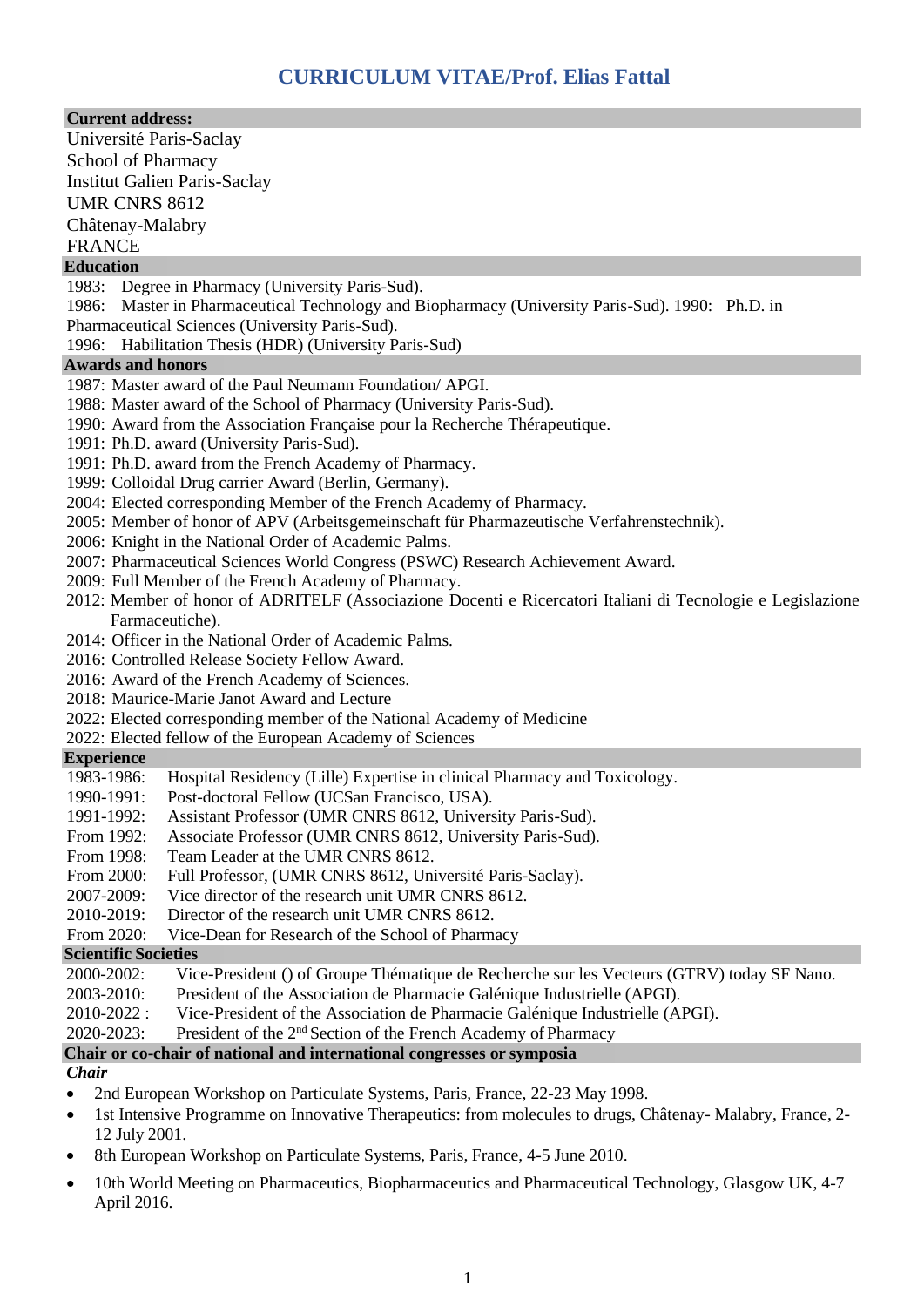# CURRICULUM VITAE/Prof. Elias Fattal

## Current address:

Université Paris-Saclay
School of Pharmacy
Institut Galien Paris-Saclay
UMR CNRS 8612
Châtenay-Malabry
FRANCE

## Education

1983: Degree in Pharmacy (University Paris-Sud).
1986: Master in Pharmaceutical Technology and Biopharmacy (University Paris-Sud). 1990: Ph.D. in Pharmaceutical Sciences (University Paris-Sud).
1996: Habilitation Thesis (HDR) (University Paris-Sud)

## Awards and honors

1987: Master award of the Paul Neumann Foundation/ APGI.
1988: Master award of the School of Pharmacy (University Paris-Sud).
1990: Award from the Association Française pour la Recherche Thérapeutique.
1991: Ph.D. award (University Paris-Sud).
1991: Ph.D. award from the French Academy of Pharmacy.
1999: Colloidal Drug carrier Award (Berlin, Germany).
2004: Elected corresponding Member of the French Academy of Pharmacy.
2005: Member of honor of APV (Arbeitsgemeinschaft für Pharmazeutische Verfahrenstechnik).
2006: Knight in the National Order of Academic Palms.
2007: Pharmaceutical Sciences World Congress (PSWC) Research Achievement Award.
2009: Full Member of the French Academy of Pharmacy.
2012: Member of honor of ADRITELF (Associazione Docenti e Ricercatori Italiani di Tecnologie e Legislazione Farmaceutiche).
2014: Officer in the National Order of Academic Palms.
2016: Controlled Release Society Fellow Award.
2016: Award of the French Academy of Sciences.
2018: Maurice-Marie Janot Award and Lecture
2022: Elected corresponding member of the National Academy of Medicine
2022: Elected fellow of the European Academy of Sciences

## Experience

1983-1986: Hospital Residency (Lille) Expertise in clinical Pharmacy and Toxicology.
1990-1991: Post-doctoral Fellow (UCSan Francisco, USA).
1991-1992: Assistant Professor (UMR CNRS 8612, University Paris-Sud).
From 1992: Associate Professor (UMR CNRS 8612, University Paris-Sud).
From 1998: Team Leader at the UMR CNRS 8612.
From 2000: Full Professor, (UMR CNRS 8612, Université Paris-Saclay).
2007-2009: Vice director of the research unit UMR CNRS 8612.
2010-2019: Director of the research unit UMR CNRS 8612.
From 2020: Vice-Dean for Research of the School of Pharmacy

## Scientific Societies

2000-2002: Vice-President () of Groupe Thématique de Recherche sur les Vecteurs (GTRV) today SF Nano.
2003-2010: President of the Association de Pharmacie Galénique Industrielle (APGI).
2010-2022 : Vice-President of the Association de Pharmacie Galénique Industrielle (APGI).
2020-2023: President of the 2nd Section of the French Academy of Pharmacy

## Chair or co-chair of national and international congresses or symposia

***Chair***

- 2nd European Workshop on Particulate Systems, Paris, France, 22-23 May 1998.
- 1st Intensive Programme on Innovative Therapeutics: from molecules to drugs, Châtenay- Malabry, France, 2-12 July 2001.
- 8th European Workshop on Particulate Systems, Paris, France, 4-5 June 2010.
- 10th World Meeting on Pharmaceutics, Biopharmaceutics and Pharmaceutical Technology, Glasgow UK, 4-7 April 2016.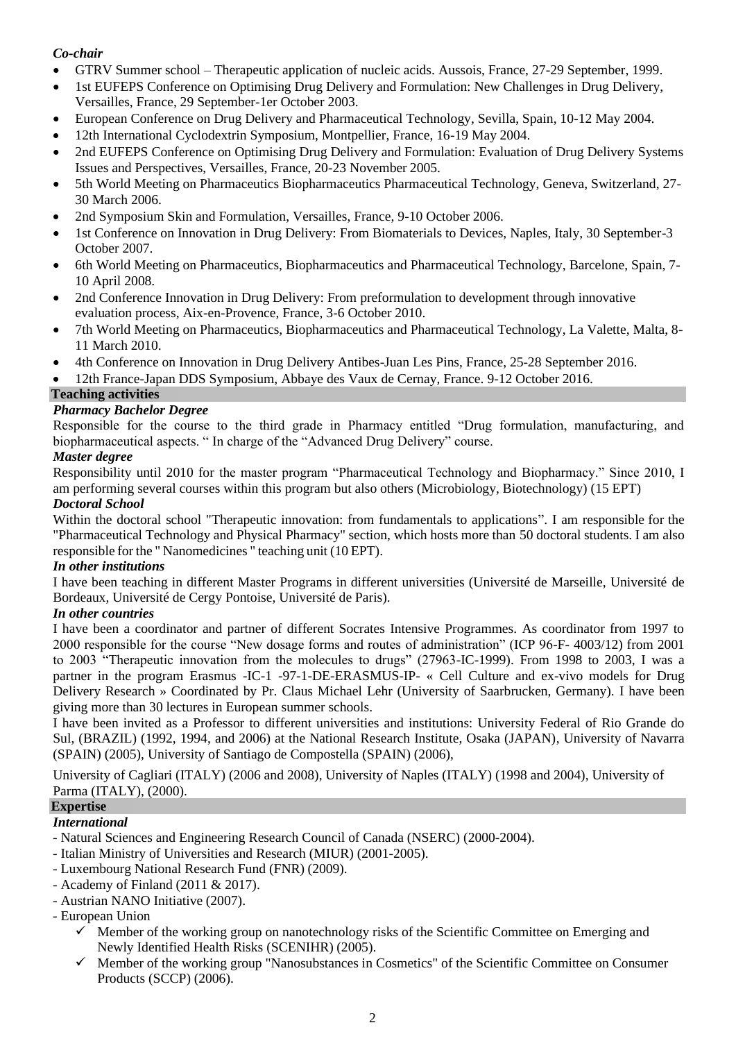***Co-chair***

- GTRV Summer school – Therapeutic application of nucleic acids. Aussois, France, 27-29 September, 1999.
- 1st EUFEPS Conference on Optimising Drug Delivery and Formulation: New Challenges in Drug Delivery, Versailles, France, 29 September-1er October 2003.
- European Conference on Drug Delivery and Pharmaceutical Technology, Sevilla, Spain, 10-12 May 2004.
- 12th International Cyclodextrin Symposium, Montpellier, France, 16-19 May 2004.
- 2nd EUFEPS Conference on Optimising Drug Delivery and Formulation: Evaluation of Drug Delivery Systems Issues and Perspectives, Versailles, France, 20-23 November 2005.
- 5th World Meeting on Pharmaceutics Biopharmaceutics Pharmaceutical Technology, Geneva, Switzerland, 27-30 March 2006.
- 2nd Symposium Skin and Formulation, Versailles, France, 9-10 October 2006.
- 1st Conference on Innovation in Drug Delivery: From Biomaterials to Devices, Naples, Italy, 30 September-3 October 2007.
- 6th World Meeting on Pharmaceutics, Biopharmaceutics and Pharmaceutical Technology, Barcelone, Spain, 7-10 April 2008.
- 2nd Conference Innovation in Drug Delivery: From preformulation to development through innovative evaluation process, Aix-en-Provence, France, 3-6 October 2010.
- 7th World Meeting on Pharmaceutics, Biopharmaceutics and Pharmaceutical Technology, La Valette, Malta, 8-11 March 2010.
- 4th Conference on Innovation in Drug Delivery Antibes-Juan Les Pins, France, 25-28 September 2016.
- 12th France-Japan DDS Symposium, Abbaye des Vaux de Cernay, France. 9-12 October 2016.

## Teaching activities

***Pharmacy Bachelor Degree***

Responsible for the course to the third grade in Pharmacy entitled "Drug formulation, manufacturing, and biopharmaceutical aspects. " In charge of the "Advanced Drug Delivery" course.

***Master degree***

Responsibility until 2010 for the master program "Pharmaceutical Technology and Biopharmacy." Since 2010, I am performing several courses within this program but also others (Microbiology, Biotechnology) (15 EPT)

***Doctoral School***

Within the doctoral school "Therapeutic innovation: from fundamentals to applications". I am responsible for the "Pharmaceutical Technology and Physical Pharmacy" section, which hosts more than 50 doctoral students. I am also responsible for the " Nanomedicines " teaching unit (10 EPT).

***In other institutions***

I have been teaching in different Master Programs in different universities (Université de Marseille, Université de Bordeaux, Université de Cergy Pontoise, Université de Paris).

***In other countries***

I have been a coordinator and partner of different Socrates Intensive Programmes. As coordinator from 1997 to 2000 responsible for the course "New dosage forms and routes of administration" (ICP 96-F- 4003/12) from 2001 to 2003 "Therapeutic innovation from the molecules to drugs" (27963-IC-1999). From 1998 to 2003, I was a partner in the program Erasmus -IC-1 -97-1-DE-ERASMUS-IP- « Cell Culture and ex-vivo models for Drug Delivery Research » Coordinated by Pr. Claus Michael Lehr (University of Saarbrucken, Germany). I have been giving more than 30 lectures in European summer schools.

I have been invited as a Professor to different universities and institutions: University Federal of Rio Grande do Sul, (BRAZIL) (1992, 1994, and 2006) at the National Research Institute, Osaka (JAPAN), University of Navarra (SPAIN) (2005), University of Santiago de Compostella (SPAIN) (2006),

University of Cagliari (ITALY) (2006 and 2008), University of Naples (ITALY) (1998 and 2004), University of Parma (ITALY), (2000).

## Expertise

***International***

- Natural Sciences and Engineering Research Council of Canada (NSERC) (2000-2004).
- Italian Ministry of Universities and Research (MIUR) (2001-2005).
- Luxembourg National Research Fund (FNR) (2009).
- Academy of Finland (2011 & 2017).
- Austrian NANO Initiative (2007).
- European Union
  - ✓ Member of the working group on nanotechnology risks of the Scientific Committee on Emerging and Newly Identified Health Risks (SCENIHR) (2005).
  - ✓ Member of the working group "Nanosubstances in Cosmetics" of the Scientific Committee on Consumer Products (SCCP) (2006).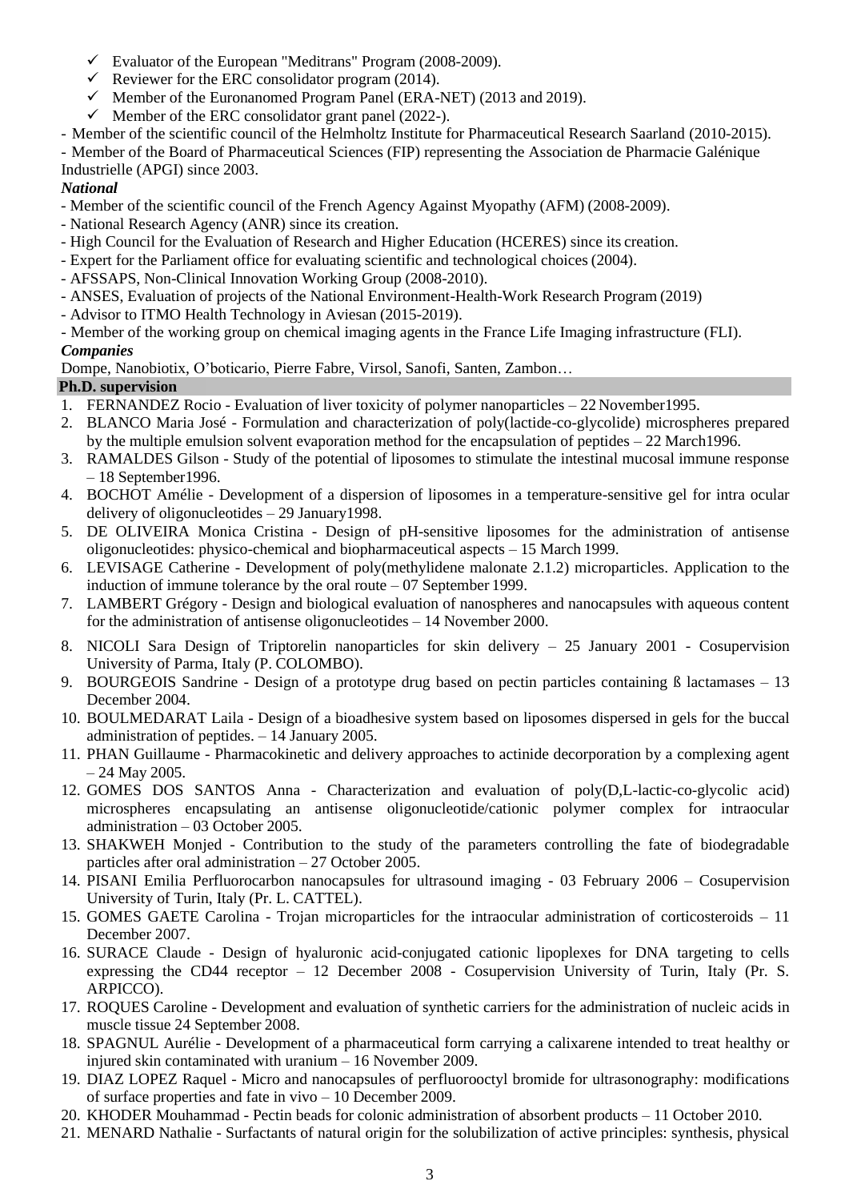- ✓ Evaluator of the European "Meditrans" Program (2008-2009).
- ✓ Reviewer for the ERC consolidator program (2014).
- ✓ Member of the Euronanomed Program Panel (ERA-NET) (2013 and 2019).
- ✓ Member of the ERC consolidator grant panel (2022-).

- Member of the scientific council of the Helmholtz Institute for Pharmaceutical Research Saarland (2010-2015).
- Member of the Board of Pharmaceutical Sciences (FIP) representing the Association de Pharmacie Galénique Industrielle (APGI) since 2003.

***National***

- Member of the scientific council of the French Agency Against Myopathy (AFM) (2008-2009).
- National Research Agency (ANR) since its creation.
- High Council for the Evaluation of Research and Higher Education (HCERES) since its creation.
- Expert for the Parliament office for evaluating scientific and technological choices (2004).
- AFSSAPS, Non-Clinical Innovation Working Group (2008-2010).
- ANSES, Evaluation of projects of the National Environment-Health-Work Research Program (2019)
- Advisor to ITMO Health Technology in Aviesan (2015-2019).
- Member of the working group on chemical imaging agents in the France Life Imaging infrastructure (FLI).

***Companies***

Dompe, Nanobiotix, O'boticario, Pierre Fabre, Virsol, Sanofi, Santen, Zambon…

**Ph.D. supervision**

1. FERNANDEZ Rocio - Evaluation of liver toxicity of polymer nanoparticles – 22 November1995.
2. BLANCO Maria José - Formulation and characterization of poly(lactide-co-glycolide) microspheres prepared by the multiple emulsion solvent evaporation method for the encapsulation of peptides – 22 March1996.
3. RAMALDES Gilson - Study of the potential of liposomes to stimulate the intestinal mucosal immune response – 18 September1996.
4. BOCHOT Amélie - Development of a dispersion of liposomes in a temperature-sensitive gel for intra ocular delivery of oligonucleotides – 29 January1998.
5. DE OLIVEIRA Monica Cristina - Design of pH-sensitive liposomes for the administration of antisense oligonucleotides: physico-chemical and biopharmaceutical aspects – 15 March 1999.
6. LEVISAGE Catherine - Development of poly(methylidene malonate 2.1.2) microparticles. Application to the induction of immune tolerance by the oral route – 07 September 1999.
7. LAMBERT Grégory - Design and biological evaluation of nanospheres and nanocapsules with aqueous content for the administration of antisense oligonucleotides – 14 November 2000.
8. NICOLI Sara Design of Triptorelin nanoparticles for skin delivery – 25 January 2001 - Cosupervision University of Parma, Italy (P. COLOMBO).
9. BOURGEOIS Sandrine - Design of a prototype drug based on pectin particles containing ß lactamases – 13 December 2004.
10. BOULMEDARAT Laila - Design of a bioadhesive system based on liposomes dispersed in gels for the buccal administration of peptides. – 14 January 2005.
11. PHAN Guillaume - Pharmacokinetic and delivery approaches to actinide decorporation by a complexing agent – 24 May 2005.
12. GOMES DOS SANTOS Anna - Characterization and evaluation of poly(D,L-lactic-co-glycolic acid) microspheres encapsulating an antisense oligonucleotide/cationic polymer complex for intraocular administration – 03 October 2005.
13. SHAKWEH Monjed - Contribution to the study of the parameters controlling the fate of biodegradable particles after oral administration – 27 October 2005.
14. PISANI Emilia Perfluorocarbon nanocapsules for ultrasound imaging - 03 February 2006 – Cosupervision University of Turin, Italy (Pr. L. CATTEL).
15. GOMES GAETE Carolina - Trojan microparticles for the intraocular administration of corticosteroids – 11 December 2007.
16. SURACE Claude - Design of hyaluronic acid-conjugated cationic lipoplexes for DNA targeting to cells expressing the CD44 receptor – 12 December 2008 - Cosupervision University of Turin, Italy (Pr. S. ARPICCO).
17. ROQUES Caroline - Development and evaluation of synthetic carriers for the administration of nucleic acids in muscle tissue 24 September 2008.
18. SPAGNUL Aurélie - Development of a pharmaceutical form carrying a calixarene intended to treat healthy or injured skin contaminated with uranium – 16 November 2009.
19. DIAZ LOPEZ Raquel - Micro and nanocapsules of perfluorooctyl bromide for ultrasonography: modifications of surface properties and fate in vivo – 10 December 2009.
20. KHODER Mouhammad - Pectin beads for colonic administration of absorbent products – 11 October 2010.
21. MENARD Nathalie - Surfactants of natural origin for the solubilization of active principles: synthesis, physical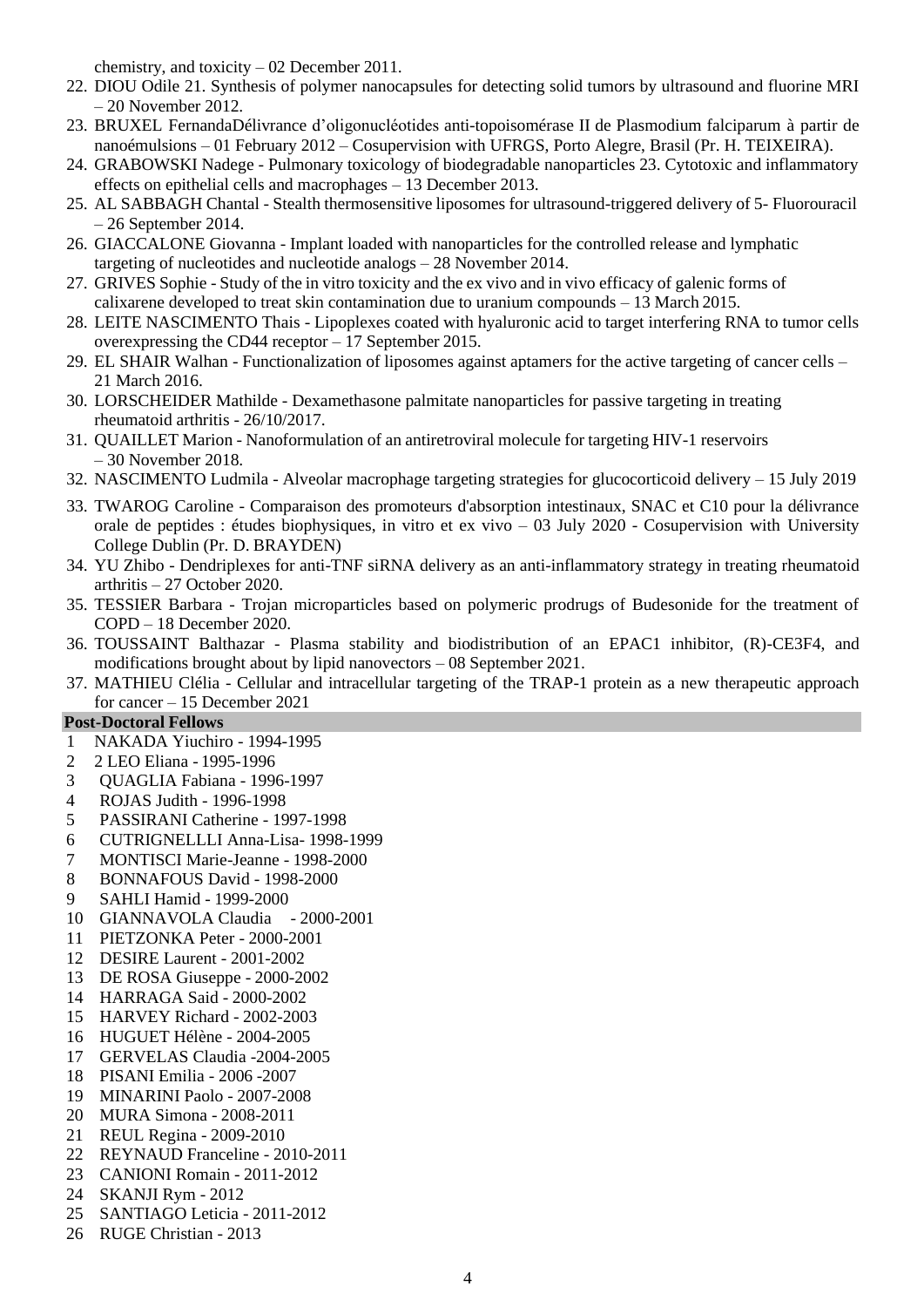chemistry, and toxicity – 02 December 2011.

22. DIOU Odile 21. Synthesis of polymer nanocapsules for detecting solid tumors by ultrasound and fluorine MRI – 20 November 2012.
23. BRUXEL FernandaDélivrance d'oligonucléotides anti-topoisomérase II de Plasmodium falciparum à partir de nanoémulsions – 01 February 2012 – Cosupervision with UFRGS, Porto Alegre, Brasil (Pr. H. TEIXEIRA).
24. GRABOWSKI Nadege - Pulmonary toxicology of biodegradable nanoparticles 23. Cytotoxic and inflammatory effects on epithelial cells and macrophages – 13 December 2013.
25. AL SABBAGH Chantal - Stealth thermosensitive liposomes for ultrasound-triggered delivery of 5- Fluorouracil – 26 September 2014.
26. GIACCALONE Giovanna - Implant loaded with nanoparticles for the controlled release and lymphatic targeting of nucleotides and nucleotide analogs – 28 November 2014.
27. GRIVES Sophie - Study of the in vitro toxicity and the ex vivo and in vivo efficacy of galenic forms of calixarene developed to treat skin contamination due to uranium compounds – 13 March 2015.
28. LEITE NASCIMENTO Thais - Lipoplexes coated with hyaluronic acid to target interfering RNA to tumor cells overexpressing the CD44 receptor – 17 September 2015.
29. EL SHAIR Walhan - Functionalization of liposomes against aptamers for the active targeting of cancer cells – 21 March 2016.
30. LORSCHEIDER Mathilde - Dexamethasone palmitate nanoparticles for passive targeting in treating rheumatoid arthritis - 26/10/2017.
31. QUAILLET Marion - Nanoformulation of an antiretroviral molecule for targeting HIV-1 reservoirs – 30 November 2018.
32. NASCIMENTO Ludmila - Alveolar macrophage targeting strategies for glucocorticoid delivery – 15 July 2019
33. TWAROG Caroline - Comparaison des promoteurs d'absorption intestinaux, SNAC et C10 pour la délivrance orale de peptides : études biophysiques, in vitro et ex vivo – 03 July 2020 - Cosupervision with University College Dublin (Pr. D. BRAYDEN)
34. YU Zhibo - Dendriplexes for anti-TNF siRNA delivery as an anti-inflammatory strategy in treating rheumatoid arthritis – 27 October 2020.
35. TESSIER Barbara - Trojan microparticles based on polymeric prodrugs of Budesonide for the treatment of COPD – 18 December 2020.
36. TOUSSAINT Balthazar - Plasma stability and biodistribution of an EPAC1 inhibitor, (R)-CE3F4, and modifications brought about by lipid nanovectors – 08 September 2021.
37. MATHIEU Clélia - Cellular and intracellular targeting of the TRAP-1 protein as a new therapeutic approach for cancer – 15 December 2021

**Post-Doctoral Fellows**

1. NAKADA Yiuchiro - 1994-1995
2. 2 LEO Eliana - 1995-1996
3. QUAGLIA Fabiana - 1996-1997
4. ROJAS Judith - 1996-1998
5. PASSIRANI Catherine - 1997-1998
6. CUTRIGNELLLI Anna-Lisa- 1998-1999
7. MONTISCI Marie-Jeanne - 1998-2000
8. BONNAFOUS David - 1998-2000
9. SAHLI Hamid - 1999-2000
10. GIANNAVOLA Claudia - 2000-2001
11. PIETZONKA Peter - 2000-2001
12. DESIRE Laurent - 2001-2002
13. DE ROSA Giuseppe - 2000-2002
14. HARRAGA Said - 2000-2002
15. HARVEY Richard - 2002-2003
16. HUGUET Hélène - 2004-2005
17. GERVELAS Claudia -2004-2005
18. PISANI Emilia - 2006 -2007
19. MINARINI Paolo - 2007-2008
20. MURA Simona - 2008-2011
21. REUL Regina - 2009-2010
22. REYNAUD Franceline - 2010-2011
23. CANIONI Romain - 2011-2012
24. SKANJI Rym - 2012
25. SANTIAGO Leticia - 2011-2012
26. RUGE Christian - 2013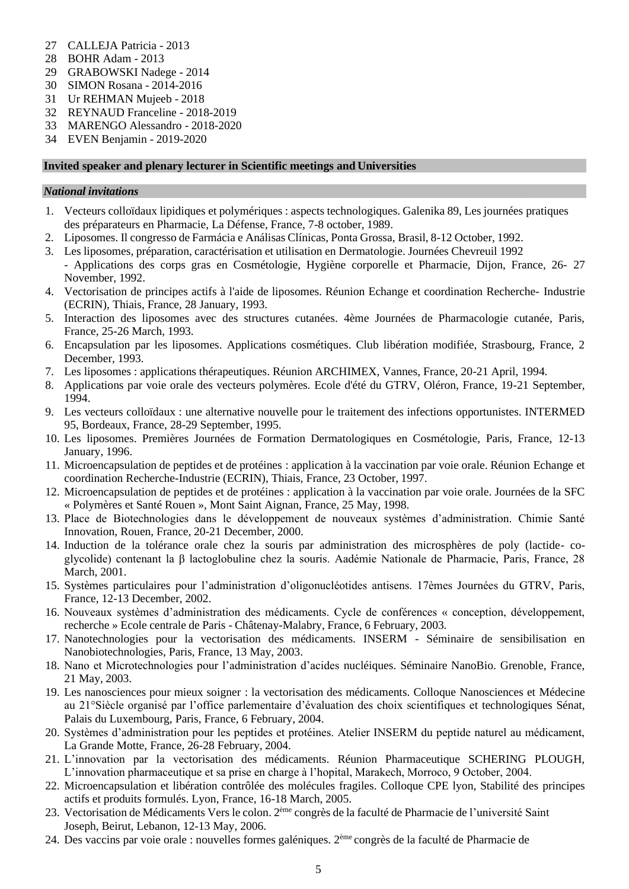27 CALLEJA Patricia - 2013
28 BOHR Adam - 2013
29 GRABOWSKI Nadege - 2014
30 SIMON Rosana - 2014-2016
31 Ur REHMAN Mujeeb - 2018
32 REYNAUD Franceline - 2018-2019
33 MARENGO Alessandro - 2018-2020
34 EVEN Benjamin - 2019-2020

## Invited speaker and plenary lecturer in Scientific meetings and Universities

### *National invitations*

1. Vecteurs colloïdaux lipidiques et polymériques : aspects technologiques. Galenika 89, Les journées pratiques des préparateurs en Pharmacie, La Défense, France, 7-8 october, 1989.
2. Liposomes. Il congresso de Farmácia e Análisas Clínicas, Ponta Grossa, Brasil, 8-12 October, 1992.
3. Les liposomes, préparation, caractérisation et utilisation en Dermatologie. Journées Chevreuil 1992 - Applications des corps gras en Cosmétologie, Hygiène corporelle et Pharmacie, Dijon, France, 26- 27 November, 1992.
4. Vectorisation de principes actifs à l'aide de liposomes. Réunion Echange et coordination Recherche- Industrie (ECRIN), Thiais, France, 28 January, 1993.
5. Interaction des liposomes avec des structures cutanées. 4ème Journées de Pharmacologie cutanée, Paris, France, 25-26 March, 1993.
6. Encapsulation par les liposomes. Applications cosmétiques. Club libération modifiée, Strasbourg, France, 2 December, 1993.
7. Les liposomes : applications thérapeutiques. Réunion ARCHIMEX, Vannes, France, 20-21 April, 1994.
8. Applications par voie orale des vecteurs polymères. Ecole d'été du GTRV, Oléron, France, 19-21 September, 1994.
9. Les vecteurs colloïdaux : une alternative nouvelle pour le traitement des infections opportunistes. INTERMED 95, Bordeaux, France, 28-29 September, 1995.
10. Les liposomes. Premières Journées de Formation Dermatologiques en Cosmétologie, Paris, France, 12-13 January, 1996.
11. Microencapsulation de peptides et de protéines : application à la vaccination par voie orale. Réunion Echange et coordination Recherche-Industrie (ECRIN), Thiais, France, 23 October, 1997.
12. Microencapsulation de peptides et de protéines : application à la vaccination par voie orale. Journées de la SFC « Polymères et Santé Rouen », Mont Saint Aignan, France, 25 May, 1998.
13. Place de Biotechnologies dans le développement de nouveaux systèmes d'administration. Chimie Santé Innovation, Rouen, France, 20-21 December, 2000.
14. Induction de la tolérance orale chez la souris par administration des microsphères de poly (lactide- co-glycolide) contenant la β lactoglobuline chez la souris. Aadémie Nationale de Pharmacie, Paris, France, 28 March, 2001.
15. Systèmes particulaires pour l'administration d'oligonucléotides antisens. 17èmes Journées du GTRV, Paris, France, 12-13 December, 2002.
16. Nouveaux systèmes d'administration des médicaments. Cycle de conférences « conception, développement, recherche » Ecole centrale de Paris - Châtenay-Malabry, France, 6 February, 2003.
17. Nanotechnologies pour la vectorisation des médicaments. INSERM - Séminaire de sensibilisation en Nanobiotechnologies, Paris, France, 13 May, 2003.
18. Nano et Microtechnologies pour l'administration d'acides nucléiques. Séminaire NanoBio. Grenoble, France, 21 May, 2003.
19. Les nanosciences pour mieux soigner : la vectorisation des médicaments. Colloque Nanosciences et Médecine au 21°Siècle organisé par l'office parlementaire d'évaluation des choix scientifiques et technologiques Sénat, Palais du Luxembourg, Paris, France, 6 February, 2004.
20. Systèmes d'administration pour les peptides et protéines. Atelier INSERM du peptide naturel au médicament, La Grande Motte, France, 26-28 February, 2004.
21. L'innovation par la vectorisation des médicaments. Réunion Pharmaceutique SCHERING PLOUGH, L'innovation pharmaceutique et sa prise en charge à l'hopital, Marakech, Morroco, 9 October, 2004.
22. Microencapsulation et libération contrôlée des molécules fragiles. Colloque CPE lyon, Stabilité des principes actifs et produits formulés. Lyon, France, 16-18 March, 2005.
23. Vectorisation de Médicaments Vers le colon. 2ème congrès de la faculté de Pharmacie de l'université Saint Joseph, Beirut, Lebanon, 12-13 May, 2006.
24. Des vaccins par voie orale : nouvelles formes galéniques. 2ème congrès de la faculté de Pharmacie de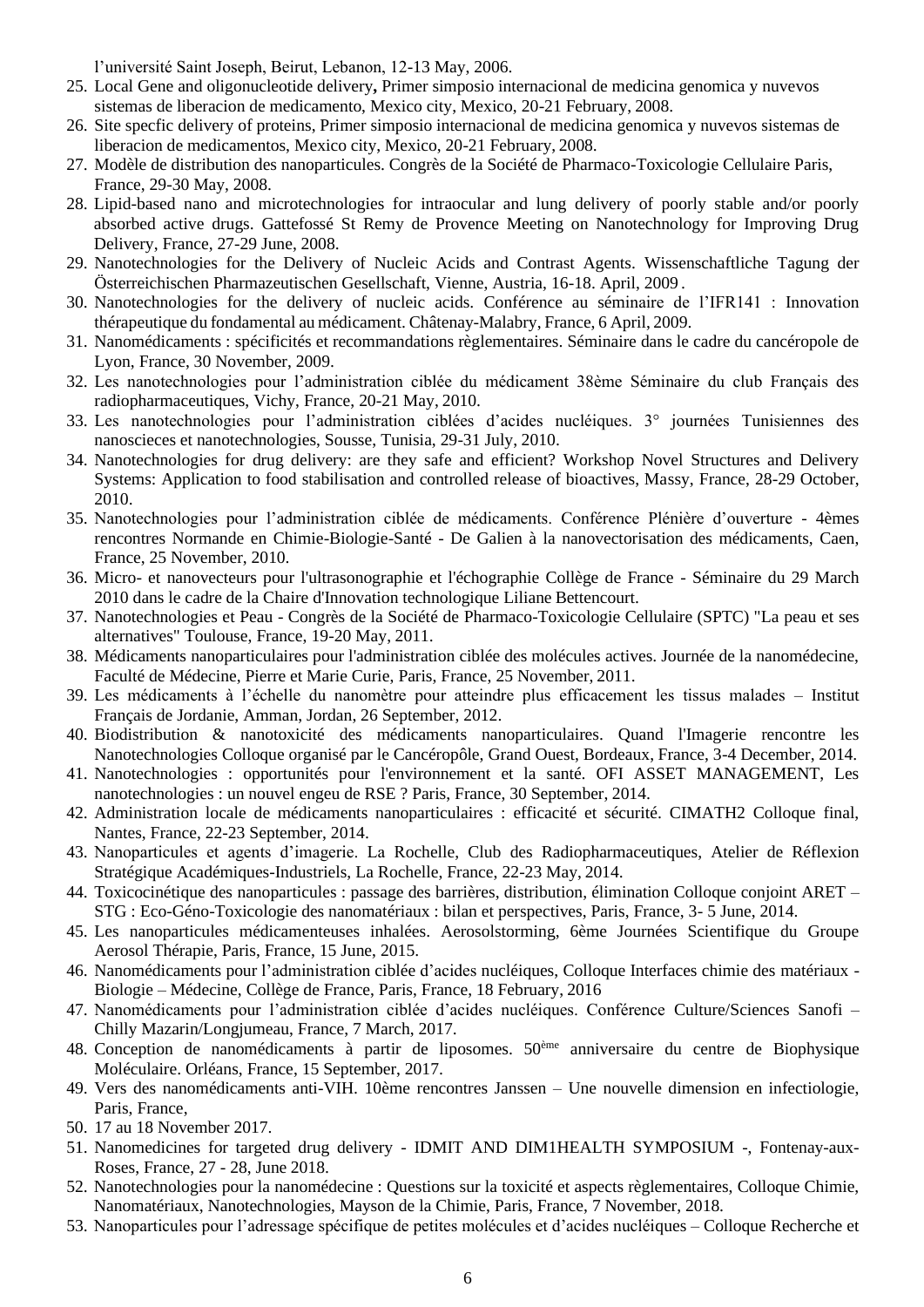l'université Saint Joseph, Beirut, Lebanon, 12-13 May, 2006.

25. Local Gene and oligonucleotide delivery**,** Primer simposio internacional de medicina genomica y nuvevos sistemas de liberacion de medicamento, Mexico city, Mexico, 20-21 February, 2008.
26. Site specfic delivery of proteins, Primer simposio internacional de medicina genomica y nuvevos sistemas de liberacion de medicamentos, Mexico city, Mexico, 20-21 February, 2008.
27. Modèle de distribution des nanoparticules. Congrès de la Société de Pharmaco-Toxicologie Cellulaire Paris, France, 29-30 May, 2008.
28. Lipid-based nano and microtechnologies for intraocular and lung delivery of poorly stable and/or poorly absorbed active drugs. Gattefossé St Remy de Provence Meeting on Nanotechnology for Improving Drug Delivery, France, 27-29 June, 2008.
29. Nanotechnologies for the Delivery of Nucleic Acids and Contrast Agents. Wissenschaftliche Tagung der Österreichischen Pharmazeutischen Gesellschaft, Vienne, Austria, 16-18. April, 2009 .
30. Nanotechnologies for the delivery of nucleic acids. Conférence au séminaire de l'IFR141 : Innovation thérapeutique du fondamental au médicament. Châtenay-Malabry, France, 6 April, 2009.
31. Nanomédicaments : spécificités et recommandations règlementaires. Séminaire dans le cadre du cancéropole de Lyon, France, 30 November, 2009.
32. Les nanotechnologies pour l'administration ciblée du médicament 38ème Séminaire du club Français des radiopharmaceutiques, Vichy, France, 20-21 May, 2010.
33. Les nanotechnologies pour l'administration ciblées d'acides nucléiques. 3° journées Tunisiennes des nanoscieces et nanotechnologies, Sousse, Tunisia, 29-31 July, 2010.
34. Nanotechnologies for drug delivery: are they safe and efficient? Workshop Novel Structures and Delivery Systems: Application to food stabilisation and controlled release of bioactives, Massy, France, 28-29 October, 2010.
35. Nanotechnologies pour l'administration ciblée de médicaments. Conférence Plénière d'ouverture - 4èmes rencontres Normande en Chimie-Biologie-Santé - De Galien à la nanovectorisation des médicaments, Caen, France, 25 November, 2010.
36. Micro- et nanovecteurs pour l'ultrasonographie et l'échographie Collège de France - Séminaire du 29 March 2010 dans le cadre de la Chaire d'Innovation technologique Liliane Bettencourt.
37. Nanotechnologies et Peau - Congrès de la Société de Pharmaco-Toxicologie Cellulaire (SPTC) "La peau et ses alternatives" Toulouse, France, 19-20 May, 2011.
38. Médicaments nanoparticulaires pour l'administration ciblée des molécules actives. Journée de la nanomédecine, Faculté de Médecine, Pierre et Marie Curie, Paris, France, 25 November, 2011.
39. Les médicaments à l'échelle du nanomètre pour atteindre plus efficacement les tissus malades – Institut Français de Jordanie, Amman, Jordan, 26 September, 2012.
40. Biodistribution & nanotoxicité des médicaments nanoparticulaires. Quand l'Imagerie rencontre les Nanotechnologies Colloque organisé par le Cancéropôle, Grand Ouest, Bordeaux, France, 3-4 December, 2014.
41. Nanotechnologies : opportunités pour l'environnement et la santé. OFI ASSET MANAGEMENT, Les nanotechnologies : un nouvel engeu de RSE ? Paris, France, 30 September, 2014.
42. Administration locale de médicaments nanoparticulaires : efficacité et sécurité. CIMATH2 Colloque final, Nantes, France, 22-23 September, 2014.
43. Nanoparticules et agents d'imagerie. La Rochelle, Club des Radiopharmaceutiques, Atelier de Réflexion Stratégique Académiques-Industriels, La Rochelle, France, 22-23 May, 2014.
44. Toxicocinétique des nanoparticules : passage des barrières, distribution, élimination Colloque conjoint ARET – STG : Eco-Géno-Toxicologie des nanomatériaux : bilan et perspectives, Paris, France, 3- 5 June, 2014.
45. Les nanoparticules médicamenteuses inhalées. Aerosolstorming, 6ème Journées Scientifique du Groupe Aerosol Thérapie, Paris, France, 15 June, 2015.
46. Nanomédicaments pour l'administration ciblée d'acides nucléiques, Colloque Interfaces chimie des matériaux - Biologie – Médecine, Collège de France, Paris, France, 18 February, 2016
47. Nanomédicaments pour l'administration ciblée d'acides nucléiques. Conférence Culture/Sciences Sanofi – Chilly Mazarin/Longjumeau, France, 7 March, 2017.
48. Conception de nanomédicaments à partir de liposomes. 50ème anniversaire du centre de Biophysique Moléculaire. Orléans, France, 15 September, 2017.
49. Vers des nanomédicaments anti-VIH. 10ème rencontres Janssen – Une nouvelle dimension en infectiologie, Paris, France,
50. 17 au 18 November 2017.
51. Nanomedicines for targeted drug delivery - IDMIT AND DIM1HEALTH SYMPOSIUM -, Fontenay-aux-Roses, France, 27 - 28, June 2018.
52. Nanotechnologies pour la nanomédecine : Questions sur la toxicité et aspects règlementaires, Colloque Chimie, Nanomatériaux, Nanotechnologies, Mayson de la Chimie, Paris, France, 7 November, 2018.
53. Nanoparticules pour l'adressage spécifique de petites molécules et d'acides nucléiques – Colloque Recherche et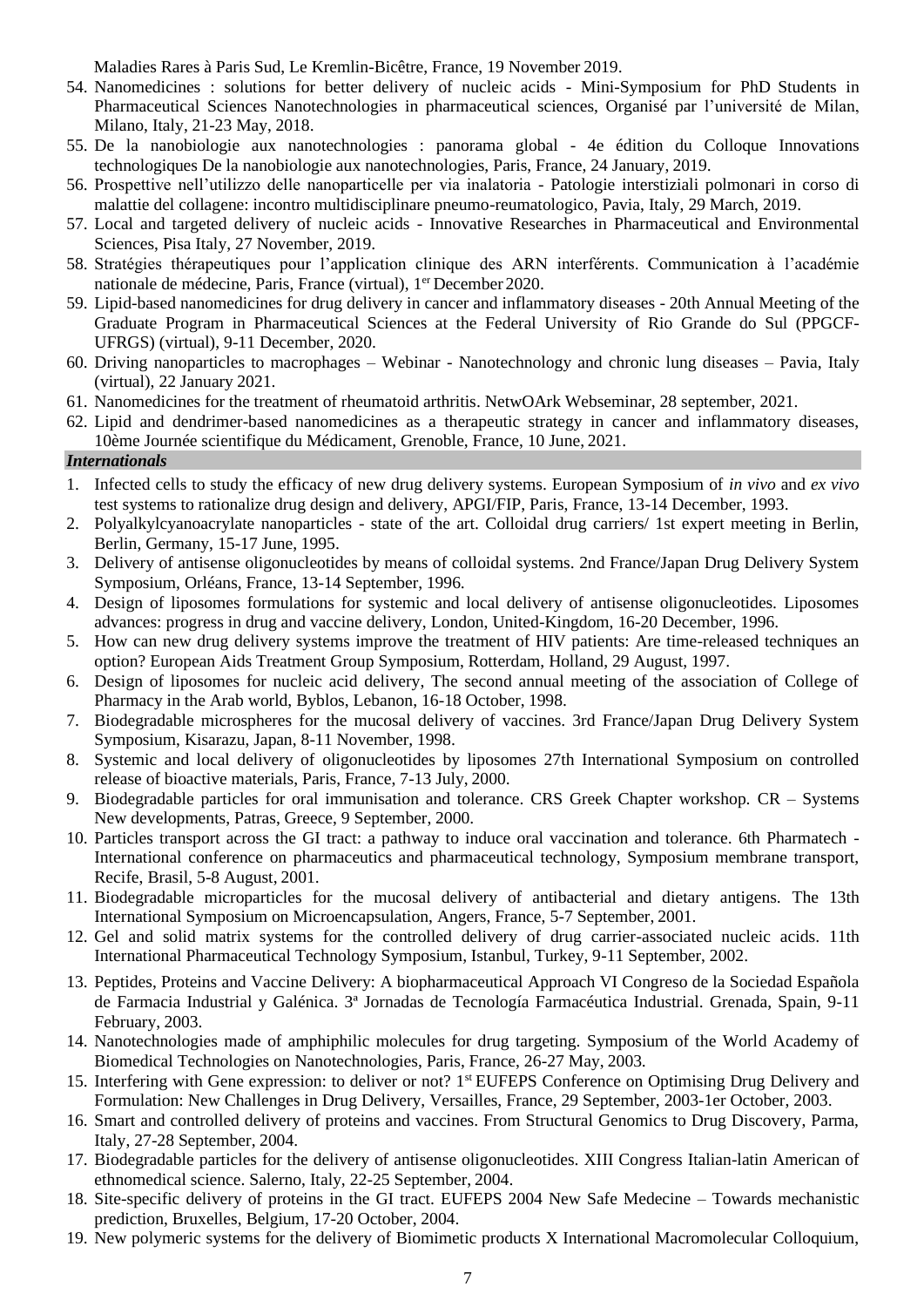Maladies Rares à Paris Sud, Le Kremlin-Bicêtre, France, 19 November 2019.

54. Nanomedicines : solutions for better delivery of nucleic acids - Mini-Symposium for PhD Students in Pharmaceutical Sciences Nanotechnologies in pharmaceutical sciences, Organisé par l'université de Milan, Milano, Italy, 21-23 May, 2018.
55. De la nanobiologie aux nanotechnologies : panorama global - 4e édition du Colloque Innovations technologiques De la nanobiologie aux nanotechnologies, Paris, France, 24 January, 2019.
56. Prospettive nell'utilizzo delle nanoparticelle per via inalatoria - Patologie interstiziali polmonari in corso di malattie del collagene: incontro multidisciplinare pneumo-reumatologico, Pavia, Italy, 29 March, 2019.
57. Local and targeted delivery of nucleic acids - Innovative Researches in Pharmaceutical and Environmental Sciences, Pisa Italy, 27 November, 2019.
58. Stratégies thérapeutiques pour l'application clinique des ARN interférents. Communication à l'académie nationale de médecine, Paris, France (virtual), 1er December 2020.
59. Lipid-based nanomedicines for drug delivery in cancer and inflammatory diseases - 20th Annual Meeting of the Graduate Program in Pharmaceutical Sciences at the Federal University of Rio Grande do Sul (PPGCF-UFRGS) (virtual), 9-11 December, 2020.
60. Driving nanoparticles to macrophages – Webinar - Nanotechnology and chronic lung diseases – Pavia, Italy (virtual), 22 January 2021.
61. Nanomedicines for the treatment of rheumatoid arthritis. NetwOArk Webseminar, 28 september, 2021.
62. Lipid and dendrimer-based nanomedicines as a therapeutic strategy in cancer and inflammatory diseases, 10ème Journée scientifique du Médicament, Grenoble, France, 10 June, 2021.

***Internationals***

1. Infected cells to study the efficacy of new drug delivery systems. European Symposium of *in vivo* and *ex vivo* test systems to rationalize drug design and delivery, APGI/FIP, Paris, France, 13-14 December, 1993.
2. Polyalkylcyanoacrylate nanoparticles - state of the art. Colloidal drug carriers/ 1st expert meeting in Berlin, Berlin, Germany, 15-17 June, 1995.
3. Delivery of antisense oligonucleotides by means of colloidal systems. 2nd France/Japan Drug Delivery System Symposium, Orléans, France, 13-14 September, 1996.
4. Design of liposomes formulations for systemic and local delivery of antisense oligonucleotides. Liposomes advances: progress in drug and vaccine delivery, London, United-Kingdom, 16-20 December, 1996.
5. How can new drug delivery systems improve the treatment of HIV patients: Are time-released techniques an option? European Aids Treatment Group Symposium, Rotterdam, Holland, 29 August, 1997.
6. Design of liposomes for nucleic acid delivery, The second annual meeting of the association of College of Pharmacy in the Arab world, Byblos, Lebanon, 16-18 October, 1998.
7. Biodegradable microspheres for the mucosal delivery of vaccines. 3rd France/Japan Drug Delivery System Symposium, Kisarazu, Japan, 8-11 November, 1998.
8. Systemic and local delivery of oligonucleotides by liposomes 27th International Symposium on controlled release of bioactive materials, Paris, France, 7-13 July, 2000.
9. Biodegradable particles for oral immunisation and tolerance. CRS Greek Chapter workshop. CR – Systems New developments, Patras, Greece, 9 September, 2000.
10. Particles transport across the GI tract: a pathway to induce oral vaccination and tolerance. 6th Pharmatech - International conference on pharmaceutics and pharmaceutical technology, Symposium membrane transport, Recife, Brasil, 5-8 August, 2001.
11. Biodegradable microparticles for the mucosal delivery of antibacterial and dietary antigens. The 13th International Symposium on Microencapsulation, Angers, France, 5-7 September, 2001.
12. Gel and solid matrix systems for the controlled delivery of drug carrier-associated nucleic acids. 11th International Pharmaceutical Technology Symposium, Istanbul, Turkey, 9-11 September, 2002.
13. Peptides, Proteins and Vaccine Delivery: A biopharmaceutical Approach VI Congreso de la Sociedad Española de Farmacia Industrial y Galénica. 3ª Jornadas de Tecnología Farmacéutica Industrial. Grenada, Spain, 9-11 February, 2003.
14. Nanotechnologies made of amphiphilic molecules for drug targeting. Symposium of the World Academy of Biomedical Technologies on Nanotechnologies, Paris, France, 26-27 May, 2003.
15. Interfering with Gene expression: to deliver or not? 1st EUFEPS Conference on Optimising Drug Delivery and Formulation: New Challenges in Drug Delivery, Versailles, France, 29 September, 2003-1er October, 2003.
16. Smart and controlled delivery of proteins and vaccines. From Structural Genomics to Drug Discovery, Parma, Italy, 27-28 September, 2004.
17. Biodegradable particles for the delivery of antisense oligonucleotides. XIII Congress Italian-latin American of ethnomedical science. Salerno, Italy, 22-25 September, 2004.
18. Site-specific delivery of proteins in the GI tract. EUFEPS 2004 New Safe Medecine – Towards mechanistic prediction, Bruxelles, Belgium, 17-20 October, 2004.
19. New polymeric systems for the delivery of Biomimetic products X International Macromolecular Colloquium,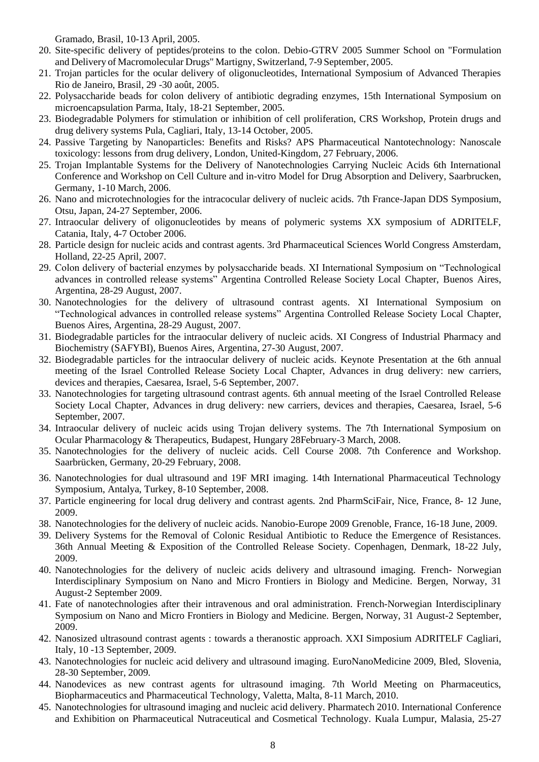Gramado, Brasil, 10-13 April, 2005.

20. Site-specific delivery of peptides/proteins to the colon. Debio-GTRV 2005 Summer School on "Formulation and Delivery of Macromolecular Drugs" Martigny, Switzerland, 7-9 September, 2005.
21. Trojan particles for the ocular delivery of oligonucleotides, International Symposium of Advanced Therapies Rio de Janeiro, Brasil, 29 -30 août, 2005.
22. Polysaccharide beads for colon delivery of antibiotic degrading enzymes, 15th International Symposium on microencapsulation Parma, Italy, 18-21 September, 2005.
23. Biodegradable Polymers for stimulation or inhibition of cell proliferation, CRS Workshop, Protein drugs and drug delivery systems Pula, Cagliari, Italy, 13-14 October, 2005.
24. Passive Targeting by Nanoparticles: Benefits and Risks? APS Pharmaceutical Nantotechnology: Nanoscale toxicology: lessons from drug delivery, London, United-Kingdom, 27 February, 2006.
25. Trojan Implantable Systems for the Delivery of Nanotechnologies Carrying Nucleic Acids 6th International Conference and Workshop on Cell Culture and in-vitro Model for Drug Absorption and Delivery, Saarbrucken, Germany, 1-10 March, 2006.
26. Nano and microtechnologies for the intracocular delivery of nucleic acids. 7th France-Japan DDS Symposium, Otsu, Japan, 24-27 September, 2006.
27. Intraocular delivery of oligonucleotides by means of polymeric systems XX symposium of ADRITELF, Catania, Italy, 4-7 October 2006.
28. Particle design for nucleic acids and contrast agents. 3rd Pharmaceutical Sciences World Congress Amsterdam, Holland, 22-25 April, 2007.
29. Colon delivery of bacterial enzymes by polysaccharide beads. XI International Symposium on "Technological advances in controlled release systems" Argentina Controlled Release Society Local Chapter, Buenos Aires, Argentina, 28-29 August, 2007.
30. Nanotechnologies for the delivery of ultrasound contrast agents. XI International Symposium on "Technological advances in controlled release systems" Argentina Controlled Release Society Local Chapter, Buenos Aires, Argentina, 28-29 August, 2007.
31. Biodegradable particles for the intraocular delivery of nucleic acids. XI Congress of Industrial Pharmacy and Biochemistry (SAFYBI), Buenos Aires, Argentina, 27-30 August, 2007.
32. Biodegradable particles for the intraocular delivery of nucleic acids. Keynote Presentation at the 6th annual meeting of the Israel Controlled Release Society Local Chapter, Advances in drug delivery: new carriers, devices and therapies, Caesarea, Israel, 5-6 September, 2007.
33. Nanotechnologies for targeting ultrasound contrast agents. 6th annual meeting of the Israel Controlled Release Society Local Chapter, Advances in drug delivery: new carriers, devices and therapies, Caesarea, Israel, 5-6 September, 2007.
34. Intraocular delivery of nucleic acids using Trojan delivery systems. The 7th International Symposium on Ocular Pharmacology & Therapeutics, Budapest, Hungary 28February-3 March, 2008.
35. Nanotechnologies for the delivery of nucleic acids. Cell Course 2008. 7th Conference and Workshop. Saarbrücken, Germany, 20-29 February, 2008.
36. Nanotechnologies for dual ultrasound and 19F MRI imaging. 14th International Pharmaceutical Technology Symposium, Antalya, Turkey, 8-10 September, 2008.
37. Particle engineering for local drug delivery and contrast agents. 2nd PharmSciFair, Nice, France, 8- 12 June, 2009.
38. Nanotechnologies for the delivery of nucleic acids. Nanobio-Europe 2009 Grenoble, France, 16-18 June, 2009.
39. Delivery Systems for the Removal of Colonic Residual Antibiotic to Reduce the Emergence of Resistances. 36th Annual Meeting & Exposition of the Controlled Release Society. Copenhagen, Denmark, 18-22 July, 2009.
40. Nanotechnologies for the delivery of nucleic acids delivery and ultrasound imaging. French- Norwegian Interdisciplinary Symposium on Nano and Micro Frontiers in Biology and Medicine. Bergen, Norway, 31 August-2 September 2009.
41. Fate of nanotechnologies after their intravenous and oral administration. French-Norwegian Interdisciplinary Symposium on Nano and Micro Frontiers in Biology and Medicine. Bergen, Norway, 31 August-2 September, 2009.
42. Nanosized ultrasound contrast agents : towards a theranostic approach. XXI Simposium ADRITELF Cagliari, Italy, 10 -13 September, 2009.
43. Nanotechnologies for nucleic acid delivery and ultrasound imaging. EuroNanoMedicine 2009, Bled, Slovenia, 28-30 September, 2009.
44. Nanodevices as new contrast agents for ultrasound imaging. 7th World Meeting on Pharmaceutics, Biopharmaceutics and Pharmaceutical Technology, Valetta, Malta, 8-11 March, 2010.
45. Nanotechnologies for ultrasound imaging and nucleic acid delivery. Pharmatech 2010. International Conference and Exhibition on Pharmaceutical Nutraceutical and Cosmetical Technology. Kuala Lumpur, Malasia, 25-27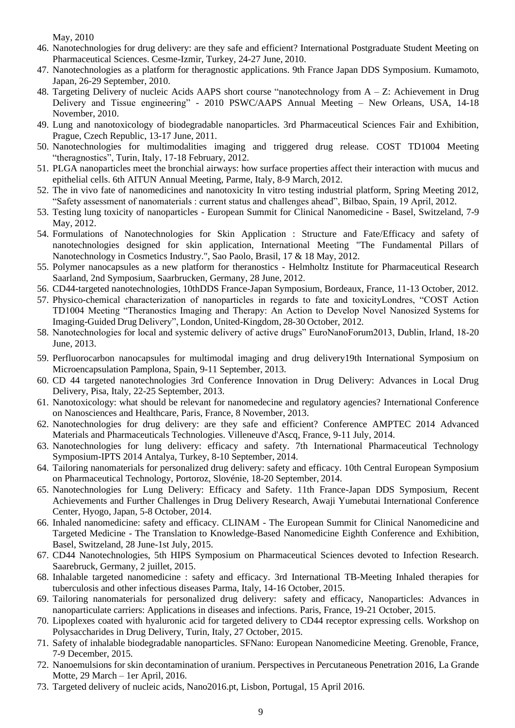May, 2010

46. Nanotechnologies for drug delivery: are they safe and efficient? International Postgraduate Student Meeting on Pharmaceutical Sciences. Cesme-Izmir, Turkey, 24-27 June, 2010.
47. Nanotechnologies as a platform for theragnostic applications. 9th France Japan DDS Symposium. Kumamoto, Japan, 26-29 September, 2010.
48. Targeting Delivery of nucleic Acids AAPS short course "nanotechnology from A – Z: Achievement in Drug Delivery and Tissue engineering" - 2010 PSWC/AAPS Annual Meeting – New Orleans, USA, 14-18 November, 2010.
49. Lung and nanotoxicology of biodegradable nanoparticles. 3rd Pharmaceutical Sciences Fair and Exhibition, Prague, Czech Republic, 13-17 June, 2011.
50. Nanotechnologies for multimodalities imaging and triggered drug release. COST TD1004 Meeting "theragnostics", Turin, Italy, 17-18 February, 2012.
51. PLGA nanoparticles meet the bronchial airways: how surface properties affect their interaction with mucus and epithelial cells. 6th AITUN Annual Meeting, Parme, Italy, 8-9 March, 2012.
52. The in vivo fate of nanomedicines and nanotoxicity In vitro testing industrial platform, Spring Meeting 2012, "Safety assessment of nanomaterials : current status and challenges ahead", Bilbao, Spain, 19 April, 2012.
53. Testing lung toxicity of nanoparticles - European Summit for Clinical Nanomedicine - Basel, Switzerland, 7-9 May, 2012.
54. Formulations of Nanotechnologies for Skin Application : Structure and Fate/Efficacy and safety of nanotechnologies designed for skin application, International Meeting "The Fundamental Pillars of Nanotechnology in Cosmetics Industry.", Sao Paolo, Brasil, 17 & 18 May, 2012.
55. Polymer nanocapsules as a new platform for theranostics - Helmholtz Institute for Pharmaceutical Research Saarland, 2nd Symposium, Saarbrucken, Germany, 28 June, 2012.
56. CD44-targeted nanotechnologies, 10thDDS France-Japan Symposium, Bordeaux, France, 11-13 October, 2012.
57. Physico-chemical characterization of nanoparticles in regards to fate and toxicityLondres, "COST Action TD1004 Meeting "Theranostics Imaging and Therapy: An Action to Develop Novel Nanosized Systems for Imaging-Guided Drug Delivery", London, United-Kingdom, 28-30 October, 2012.
58. Nanotechnologies for local and systemic delivery of active drugs" EuroNanoForum2013, Dublin, Irland, 18-20 June, 2013.
59. Perfluorocarbon nanocapsules for multimodal imaging and drug delivery19th International Symposium on Microencapsulation Pamplona, Spain, 9-11 September, 2013.
60. CD 44 targeted nanotechnologies 3rd Conference Innovation in Drug Delivery: Advances in Local Drug Delivery, Pisa, Italy, 22-25 September, 2013.
61. Nanotoxicology: what should be relevant for nanomedecine and regulatory agencies? International Conference on Nanosciences and Healthcare, Paris, France, 8 November, 2013.
62. Nanotechnologies for drug delivery: are they safe and efficient? Conference AMPTEC 2014 Advanced Materials and Pharmaceuticals Technologies. Villeneuve d'Ascq, France, 9-11 July, 2014.
63. Nanotechnologies for lung delivery: efficacy and safety. 7th International Pharmaceutical Technology Symposium-IPTS 2014 Antalya, Turkey, 8-10 September, 2014.
64. Tailoring nanomaterials for personalized drug delivery: safety and efficacy. 10th Central European Symposium on Pharmaceutical Technology, Portoroz, Slovénie, 18-20 September, 2014.
65. Nanotechnologies for Lung Delivery: Efficacy and Safety. 11th France-Japan DDS Symposium, Recent Achievements and Further Challenges in Drug Delivery Research, Awaji Yumebutai International Conference Center, Hyogo, Japan, 5-8 October, 2014.
66. Inhaled nanomedicine: safety and efficacy. CLINAM - The European Summit for Clinical Nanomedicine and Targeted Medicine - The Translation to Knowledge-Based Nanomedicine Eighth Conference and Exhibition, Basel, Switzerland, 28 June-1st July, 2015.
67. CD44 Nanotechnologies, 5th HIPS Symposium on Pharmaceutical Sciences devoted to Infection Research. Saarebruck, Germany, 2 juillet, 2015.
68. Inhalable targeted nanomedicine : safety and efficacy. 3rd International TB-Meeting Inhaled therapies for tuberculosis and other infectious diseases Parma, Italy, 14-16 October, 2015.
69. Tailoring nanomaterials for personalized drug delivery: safety and efficacy, Nanoparticles: Advances in nanoparticulate carriers: Applications in diseases and infections. Paris, France, 19-21 October, 2015.
70. Lipoplexes coated with hyaluronic acid for targeted delivery to CD44 receptor expressing cells. Workshop on Polysaccharides in Drug Delivery, Turin, Italy, 27 October, 2015.
71. Safety of inhalable biodegradable nanoparticles. SFNano: European Nanomedicine Meeting. Grenoble, France, 7-9 December, 2015.
72. Nanoemulsions for skin decontamination of uranium. Perspectives in Percutaneous Penetration 2016, La Grande Motte, 29 March – 1er April, 2016.
73. Targeted delivery of nucleic acids, Nano2016.pt, Lisbon, Portugal, 15 April 2016.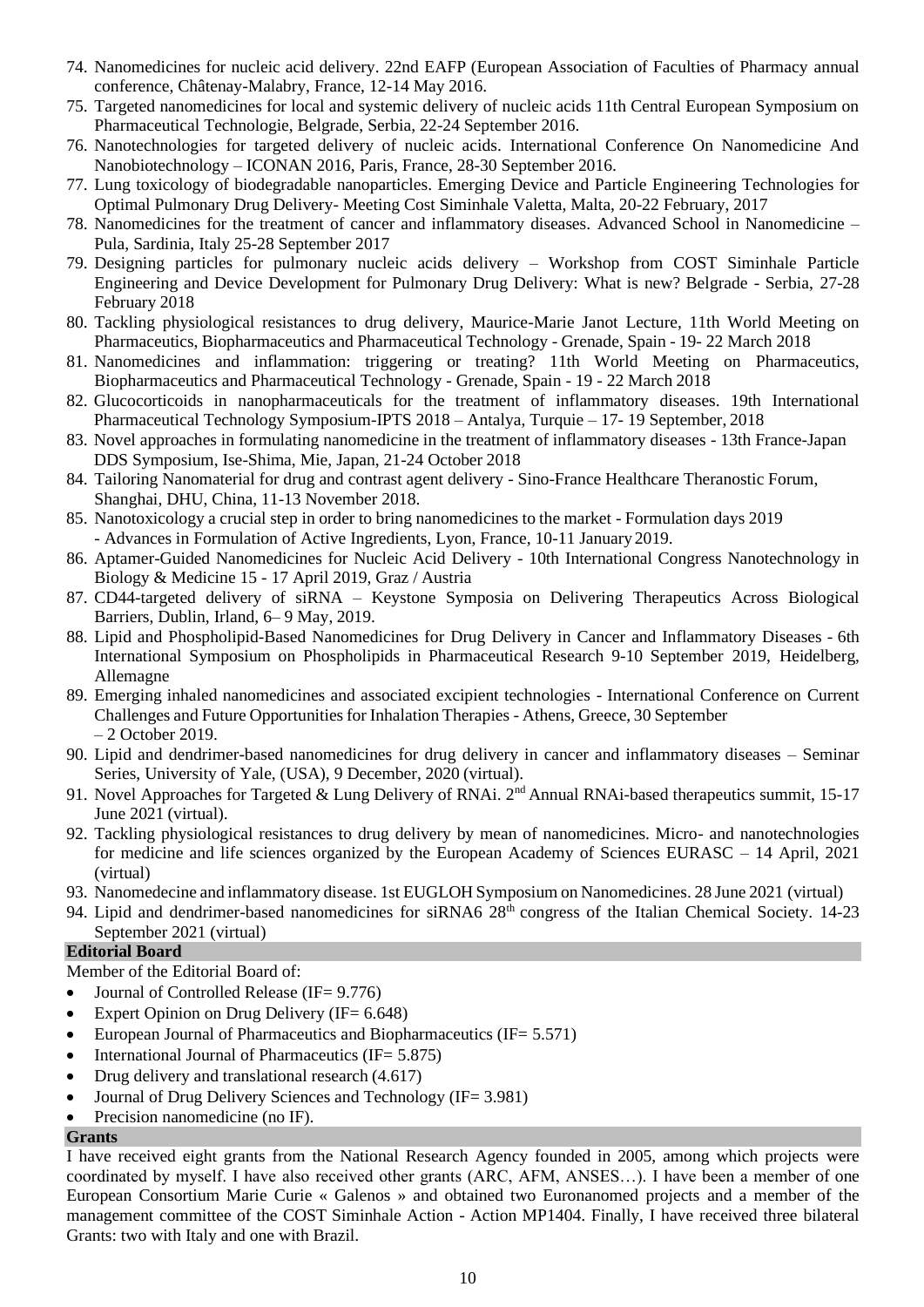74. Nanomedicines for nucleic acid delivery. 22nd EAFP (European Association of Faculties of Pharmacy annual conference, Châtenay-Malabry, France, 12-14 May 2016.
75. Targeted nanomedicines for local and systemic delivery of nucleic acids 11th Central European Symposium on Pharmaceutical Technologie, Belgrade, Serbia, 22-24 September 2016.
76. Nanotechnologies for targeted delivery of nucleic acids. International Conference On Nanomedicine And Nanobiotechnology – ICONAN 2016, Paris, France, 28-30 September 2016.
77. Lung toxicology of biodegradable nanoparticles. Emerging Device and Particle Engineering Technologies for Optimal Pulmonary Drug Delivery- Meeting Cost Siminhale Valetta, Malta, 20-22 February, 2017
78. Nanomedicines for the treatment of cancer and inflammatory diseases. Advanced School in Nanomedicine – Pula, Sardinia, Italy 25-28 September 2017
79. Designing particles for pulmonary nucleic acids delivery – Workshop from COST Siminhale Particle Engineering and Device Development for Pulmonary Drug Delivery: What is new? Belgrade - Serbia, 27-28 February 2018
80. Tackling physiological resistances to drug delivery, Maurice-Marie Janot Lecture, 11th World Meeting on Pharmaceutics, Biopharmaceutics and Pharmaceutical Technology - Grenade, Spain - 19- 22 March 2018
81. Nanomedicines and inflammation: triggering or treating? 11th World Meeting on Pharmaceutics, Biopharmaceutics and Pharmaceutical Technology - Grenade, Spain - 19 - 22 March 2018
82. Glucocorticoids in nanopharmaceuticals for the treatment of inflammatory diseases. 19th International Pharmaceutical Technology Symposium-IPTS 2018 – Antalya, Turquie – 17- 19 September, 2018
83. Novel approaches in formulating nanomedicine in the treatment of inflammatory diseases - 13th France-Japan DDS Symposium, Ise-Shima, Mie, Japan, 21-24 October 2018
84. Tailoring Nanomaterial for drug and contrast agent delivery - Sino-France Healthcare Theranostic Forum, Shanghai, DHU, China, 11-13 November 2018.
85. Nanotoxicology a crucial step in order to bring nanomedicines to the market - Formulation days 2019 - Advances in Formulation of Active Ingredients, Lyon, France, 10-11 January 2019.
86. Aptamer-Guided Nanomedicines for Nucleic Acid Delivery - 10th International Congress Nanotechnology in Biology & Medicine 15 - 17 April 2019, Graz / Austria
87. CD44-targeted delivery of siRNA – Keystone Symposia on Delivering Therapeutics Across Biological Barriers, Dublin, Irland, 6– 9 May, 2019.
88. Lipid and Phospholipid-Based Nanomedicines for Drug Delivery in Cancer and Inflammatory Diseases - 6th International Symposium on Phospholipids in Pharmaceutical Research 9-10 September 2019, Heidelberg, Allemagne
89. Emerging inhaled nanomedicines and associated excipient technologies - International Conference on Current Challenges and Future Opportunities for Inhalation Therapies - Athens, Greece, 30 September – 2 October 2019.
90. Lipid and dendrimer-based nanomedicines for drug delivery in cancer and inflammatory diseases – Seminar Series, University of Yale, (USA), 9 December, 2020 (virtual).
91. Novel Approaches for Targeted & Lung Delivery of RNAi. 2nd Annual RNAi-based therapeutics summit, 15-17 June 2021 (virtual).
92. Tackling physiological resistances to drug delivery by mean of nanomedicines. Micro- and nanotechnologies for medicine and life sciences organized by the European Academy of Sciences EURASC – 14 April, 2021 (virtual)
93. Nanomedecine and inflammatory disease. 1st EUGLOH Symposium on Nanomedicines. 28 June 2021 (virtual)
94. Lipid and dendrimer-based nanomedicines for siRNA6 28th congress of the Italian Chemical Society. 14-23 September 2021 (virtual)

## Editorial Board

Member of the Editorial Board of:

- Journal of Controlled Release (IF= 9.776)
- Expert Opinion on Drug Delivery (IF= 6.648)
- European Journal of Pharmaceutics and Biopharmaceutics (IF= 5.571)
- International Journal of Pharmaceutics (IF= 5.875)
- Drug delivery and translational research (4.617)
- Journal of Drug Delivery Sciences and Technology (IF= 3.981)
- Precision nanomedicine (no IF).

## Grants

I have received eight grants from the National Research Agency founded in 2005, among which projects were coordinated by myself. I have also received other grants (ARC, AFM, ANSES…). I have been a member of one European Consortium Marie Curie « Galenos » and obtained two Euronanomed projects and a member of the management committee of the COST Siminhale Action - Action MP1404. Finally, I have received three bilateral Grants: two with Italy and one with Brazil.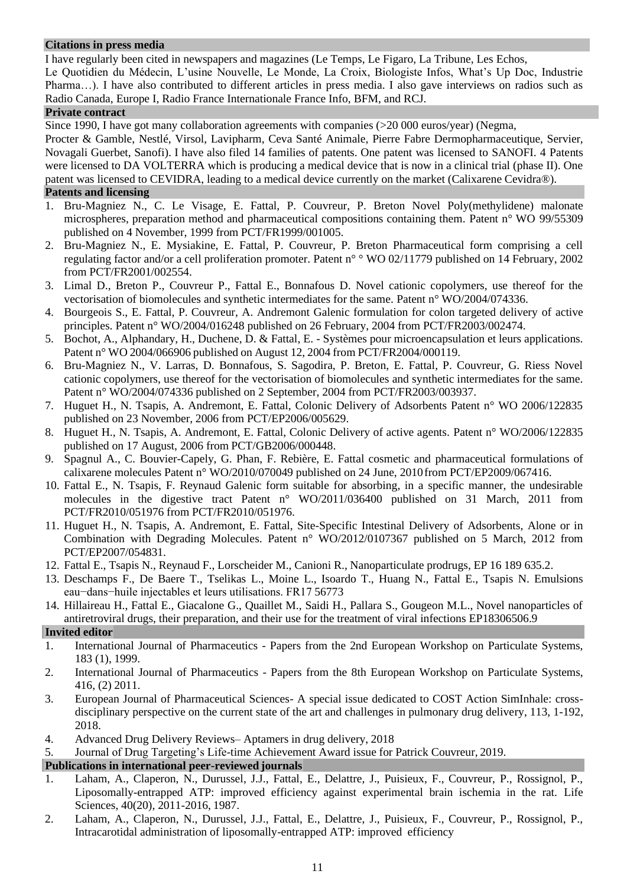### Citations in press media

I have regularly been cited in newspapers and magazines (Le Temps, Le Figaro, La Tribune, Les Echos, Le Quotidien du Médecin, L'usine Nouvelle, Le Monde, La Croix, Biologiste Infos, What's Up Doc, Industrie Pharma…). I have also contributed to different articles in press media. I also gave interviews on radios such as Radio Canada, Europe I, Radio France Internationale France Info, BFM, and RCJ.

### Private contract

Since 1990, I have got many collaboration agreements with companies (>20 000 euros/year) (Negma, Procter & Gamble, Nestlé, Virsol, Lavipharm, Ceva Santé Animale, Pierre Fabre Dermopharmaceutique, Servier, Novagali Guerbet, Sanofi). I have also filed 14 families of patents. One patent was licensed to SANOFI. 4 Patents were licensed to DA VOLTERRA which is producing a medical device that is now in a clinical trial (phase II). One patent was licensed to CEVIDRA, leading to a medical device currently on the market (Calixarene Cevidra®).

### Patents and licensing

1. Bru-Magniez N., C. Le Visage, E. Fattal, P. Couvreur, P. Breton Novel Poly(methylidene) malonate microspheres, preparation method and pharmaceutical compositions containing them. Patent n° WO 99/55309 published on 4 November, 1999 from PCT/FR1999/001005.
2. Bru-Magniez N., E. Mysiakine, E. Fattal, P. Couvreur, P. Breton Pharmaceutical form comprising a cell regulating factor and/or a cell proliferation promoter. Patent n° ° WO 02/11779 published on 14 February, 2002 from PCT/FR2001/002554.
3. Limal D., Breton P., Couvreur P., Fattal E., Bonnafous D. Novel cationic copolymers, use thereof for the vectorisation of biomolecules and synthetic intermediates for the same. Patent n° WO/2004/074336.
4. Bourgeois S., E. Fattal, P. Couvreur, A. Andremont Galenic formulation for colon targeted delivery of active principles. Patent n° WO/2004/016248 published on 26 February, 2004 from PCT/FR2003/002474.
5. Bochot, A., Alphandary, H., Duchene, D. & Fattal, E. - Systèmes pour microencapsulation et leurs applications. Patent n° WO 2004/066906 published on August 12, 2004 from PCT/FR2004/000119.
6. Bru-Magniez N., V. Larras, D. Bonnafous, S. Sagodira, P. Breton, E. Fattal, P. Couvreur, G. Riess Novel cationic copolymers, use thereof for the vectorisation of biomolecules and synthetic intermediates for the same. Patent n° WO/2004/074336 published on 2 September, 2004 from PCT/FR2003/003937.
7. Huguet H., N. Tsapis, A. Andremont, E. Fattal, Colonic Delivery of Adsorbents Patent n° WO 2006/122835 published on 23 November, 2006 from PCT/EP2006/005629.
8. Huguet H., N. Tsapis, A. Andremont, E. Fattal, Colonic Delivery of active agents. Patent n° WO/2006/122835 published on 17 August, 2006 from PCT/GB2006/000448.
9. Spagnul A., C. Bouvier-Capely, G. Phan, F. Rebière, E. Fattal cosmetic and pharmaceutical formulations of calixarene molecules Patent n° WO/2010/070049 published on 24 June, 2010 from PCT/EP2009/067416.
10. Fattal E., N. Tsapis, F. Reynaud Galenic form suitable for absorbing, in a specific manner, the undesirable molecules in the digestive tract Patent n° WO/2011/036400 published on 31 March, 2011 from PCT/FR2010/051976 from PCT/FR2010/051976.
11. Huguet H., N. Tsapis, A. Andremont, E. Fattal, Site-Specific Intestinal Delivery of Adsorbents, Alone or in Combination with Degrading Molecules. Patent n° WO/2012/0107367 published on 5 March, 2012 from PCT/EP2007/054831.
12. Fattal E., Tsapis N., Reynaud F., Lorscheider M., Canioni R., Nanoparticulate prodrugs, EP 16 189 635.2.
13. Deschamps F., De Baere T., Tselikas L., Moine L., Isoardo T., Huang N., Fattal E., Tsapis N. Emulsions eau−dans−huile injectables et leurs utilisations. FR17 56773
14. Hillaireau H., Fattal E., Giacalone G., Quaillet M., Saidi H., Pallara S., Gougeon M.L., Novel nanoparticles of antiretroviral drugs, their preparation, and their use for the treatment of viral infections EP18306506.9

### Invited editor

1. International Journal of Pharmaceutics - Papers from the 2nd European Workshop on Particulate Systems, 183 (1), 1999.
2. International Journal of Pharmaceutics - Papers from the 8th European Workshop on Particulate Systems, 416, (2) 2011.
3. European Journal of Pharmaceutical Sciences- A special issue dedicated to COST Action SimInhale: cross-disciplinary perspective on the current state of the art and challenges in pulmonary drug delivery, 113, 1-192, 2018.
4. Advanced Drug Delivery Reviews– Aptamers in drug delivery, 2018
5. Journal of Drug Targeting's Life-time Achievement Award issue for Patrick Couvreur, 2019.

### Publications in international peer-reviewed journals

1. Laham, A., Claperon, N., Durussel, J.J., Fattal, E., Delattre, J., Puisieux, F., Couvreur, P., Rossignol, P., Liposomally-entrapped ATP: improved efficiency against experimental brain ischemia in the rat. Life Sciences, 40(20), 2011-2016, 1987.
2. Laham, A., Claperon, N., Durussel, J.J., Fattal, E., Delattre, J., Puisieux, F., Couvreur, P., Rossignol, P., Intracarotidal administration of liposomally-entrapped ATP: improved efficiency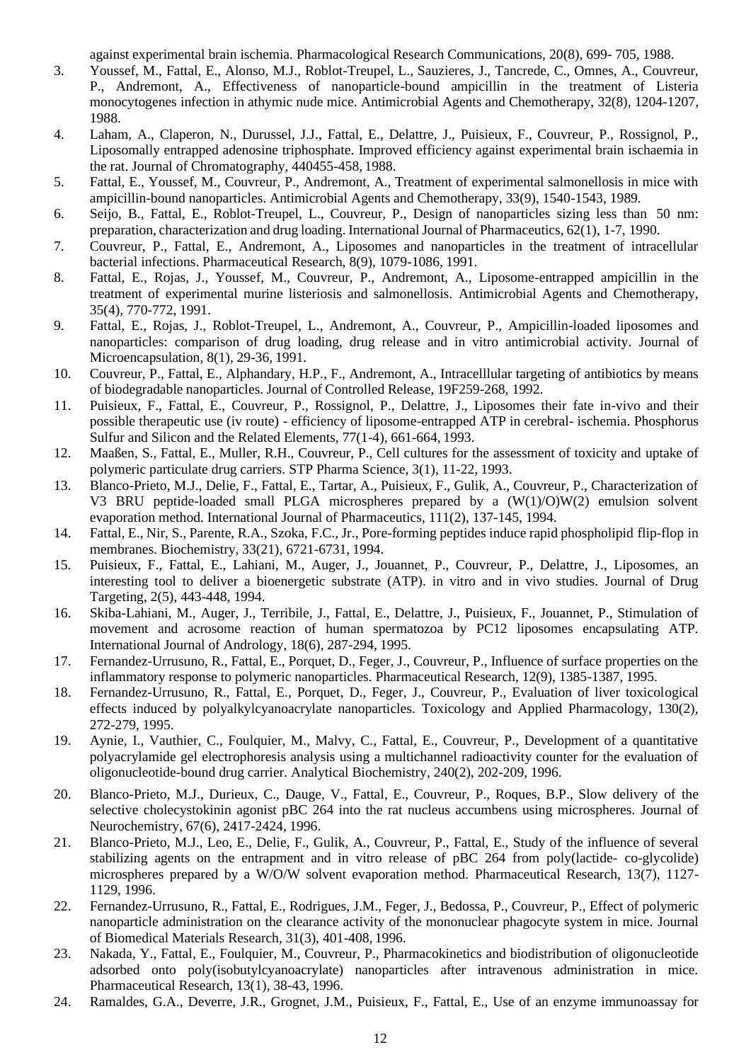against experimental brain ischemia. Pharmacological Research Communications, 20(8), 699- 705, 1988.

3. Youssef, M., Fattal, E., Alonso, M.J., Roblot-Treupel, L., Sauzieres, J., Tancrede, C., Omnes, A., Couvreur, P., Andremont, A., Effectiveness of nanoparticle-bound ampicillin in the treatment of Listeria monocytogenes infection in athymic nude mice. Antimicrobial Agents and Chemotherapy, 32(8), 1204-1207, 1988.
4. Laham, A., Claperon, N., Durussel, J.J., Fattal, E., Delattre, J., Puisieux, F., Couvreur, P., Rossignol, P., Liposomally entrapped adenosine triphosphate. Improved efficiency against experimental brain ischaemia in the rat. Journal of Chromatography, 440455-458, 1988.
5. Fattal, E., Youssef, M., Couvreur, P., Andremont, A., Treatment of experimental salmonellosis in mice with ampicillin-bound nanoparticles. Antimicrobial Agents and Chemotherapy, 33(9), 1540-1543, 1989.
6. Seijo, B., Fattal, E., Roblot-Treupel, L., Couvreur, P., Design of nanoparticles sizing less than 50 nm: preparation, characterization and drug loading. International Journal of Pharmaceutics, 62(1), 1-7, 1990.
7. Couvreur, P., Fattal, E., Andremont, A., Liposomes and nanoparticles in the treatment of intracellular bacterial infections. Pharmaceutical Research, 8(9), 1079-1086, 1991.
8. Fattal, E., Rojas, J., Youssef, M., Couvreur, P., Andremont, A., Liposome-entrapped ampicillin in the treatment of experimental murine listeriosis and salmonellosis. Antimicrobial Agents and Chemotherapy, 35(4), 770-772, 1991.
9. Fattal, E., Rojas, J., Roblot-Treupel, L., Andremont, A., Couvreur, P., Ampicillin-loaded liposomes and nanoparticles: comparison of drug loading, drug release and in vitro antimicrobial activity. Journal of Microencapsulation, 8(1), 29-36, 1991.
10. Couvreur, P., Fattal, E., Alphandary, H.P., F., Andremont, A., Intracelllular targeting of antibiotics by means of biodegradable nanoparticles. Journal of Controlled Release, 19F259-268, 1992.
11. Puisieux, F., Fattal, E., Couvreur, P., Rossignol, P., Delattre, J., Liposomes their fate in-vivo and their possible therapeutic use (iv route) - efficiency of liposome-entrapped ATP in cerebral- ischemia. Phosphorus Sulfur and Silicon and the Related Elements, 77(1-4), 661-664, 1993.
12. Maaßen, S., Fattal, E., Muller, R.H., Couvreur, P., Cell cultures for the assessment of toxicity and uptake of polymeric particulate drug carriers. STP Pharma Science, 3(1), 11-22, 1993.
13. Blanco-Prieto, M.J., Delie, F., Fattal, E., Tartar, A., Puisieux, F., Gulik, A., Couvreur, P., Characterization of V3 BRU peptide-loaded small PLGA microspheres prepared by a (W(1)/O)W(2) emulsion solvent evaporation method. International Journal of Pharmaceutics, 111(2), 137-145, 1994.
14. Fattal, E., Nir, S., Parente, R.A., Szoka, F.C., Jr., Pore-forming peptides induce rapid phospholipid flip-flop in membranes. Biochemistry, 33(21), 6721-6731, 1994.
15. Puisieux, F., Fattal, E., Lahiani, M., Auger, J., Jouannet, P., Couvreur, P., Delattre, J., Liposomes, an interesting tool to deliver a bioenergetic substrate (ATP). in vitro and in vivo studies. Journal of Drug Targeting, 2(5), 443-448, 1994.
16. Skiba-Lahiani, M., Auger, J., Terribile, J., Fattal, E., Delattre, J., Puisieux, F., Jouannet, P., Stimulation of movement and acrosome reaction of human spermatozoa by PC12 liposomes encapsulating ATP. International Journal of Andrology, 18(6), 287-294, 1995.
17. Fernandez-Urrusuno, R., Fattal, E., Porquet, D., Feger, J., Couvreur, P., Influence of surface properties on the inflammatory response to polymeric nanoparticles. Pharmaceutical Research, 12(9), 1385-1387, 1995.
18. Fernandez-Urrusuno, R., Fattal, E., Porquet, D., Feger, J., Couvreur, P., Evaluation of liver toxicological effects induced by polyalkylcyanoacrylate nanoparticles. Toxicology and Applied Pharmacology, 130(2), 272-279, 1995.
19. Aynie, I., Vauthier, C., Foulquier, M., Malvy, C., Fattal, E., Couvreur, P., Development of a quantitative polyacrylamide gel electrophoresis analysis using a multichannel radioactivity counter for the evaluation of oligonucleotide-bound drug carrier. Analytical Biochemistry, 240(2), 202-209, 1996.
20. Blanco-Prieto, M.J., Durieux, C., Dauge, V., Fattal, E., Couvreur, P., Roques, B.P., Slow delivery of the selective cholecystokinin agonist pBC 264 into the rat nucleus accumbens using microspheres. Journal of Neurochemistry, 67(6), 2417-2424, 1996.
21. Blanco-Prieto, M.J., Leo, E., Delie, F., Gulik, A., Couvreur, P., Fattal, E., Study of the influence of several stabilizing agents on the entrapment and in vitro release of pBC 264 from poly(lactide- co-glycolide) microspheres prepared by a W/O/W solvent evaporation method. Pharmaceutical Research, 13(7), 1127-1129, 1996.
22. Fernandez-Urrusuno, R., Fattal, E., Rodrigues, J.M., Feger, J., Bedossa, P., Couvreur, P., Effect of polymeric nanoparticle administration on the clearance activity of the mononuclear phagocyte system in mice. Journal of Biomedical Materials Research, 31(3), 401-408, 1996.
23. Nakada, Y., Fattal, E., Foulquier, M., Couvreur, P., Pharmacokinetics and biodistribution of oligonucleotide adsorbed onto poly(isobutylcyanoacrylate) nanoparticles after intravenous administration in mice. Pharmaceutical Research, 13(1), 38-43, 1996.
24. Ramaldes, G.A., Deverre, J.R., Grognet, J.M., Puisieux, F., Fattal, E., Use of an enzyme immunoassay for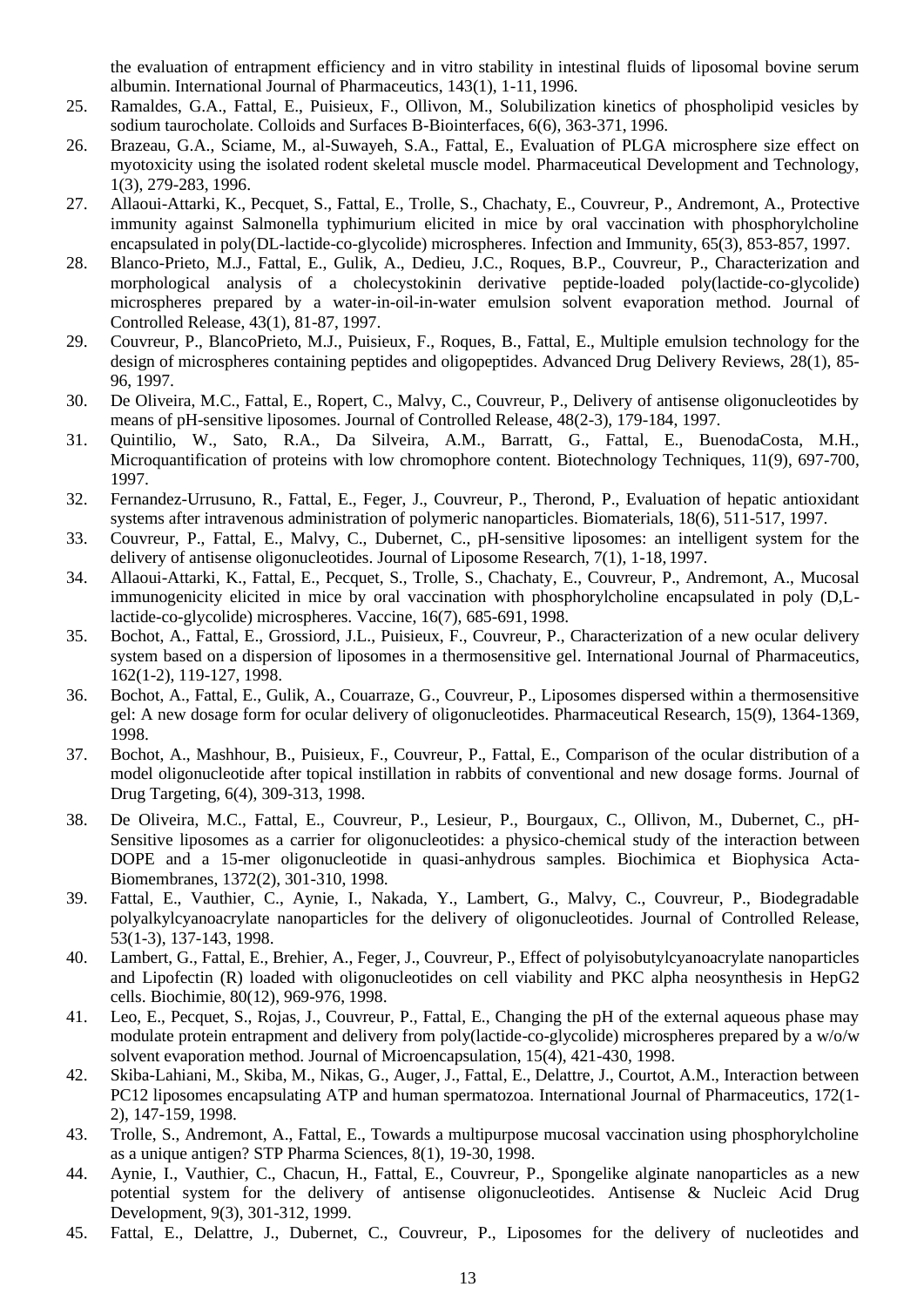the evaluation of entrapment efficiency and in vitro stability in intestinal fluids of liposomal bovine serum albumin. International Journal of Pharmaceutics, 143(1), 1-11, 1996.

25. Ramaldes, G.A., Fattal, E., Puisieux, F., Ollivon, M., Solubilization kinetics of phospholipid vesicles by sodium taurocholate. Colloids and Surfaces B-Biointerfaces, 6(6), 363-371, 1996.
26. Brazeau, G.A., Sciame, M., al-Suwayeh, S.A., Fattal, E., Evaluation of PLGA microsphere size effect on myotoxicity using the isolated rodent skeletal muscle model. Pharmaceutical Development and Technology, 1(3), 279-283, 1996.
27. Allaoui-Attarki, K., Pecquet, S., Fattal, E., Trolle, S., Chachaty, E., Couvreur, P., Andremont, A., Protective immunity against Salmonella typhimurium elicited in mice by oral vaccination with phosphorylcholine encapsulated in poly(DL-lactide-co-glycolide) microspheres. Infection and Immunity, 65(3), 853-857, 1997.
28. Blanco-Prieto, M.J., Fattal, E., Gulik, A., Dedieu, J.C., Roques, B.P., Couvreur, P., Characterization and morphological analysis of a cholecystokinin derivative peptide-loaded poly(lactide-co-glycolide) microspheres prepared by a water-in-oil-in-water emulsion solvent evaporation method. Journal of Controlled Release, 43(1), 81-87, 1997.
29. Couvreur, P., BlancoPrieto, M.J., Puisieux, F., Roques, B., Fattal, E., Multiple emulsion technology for the design of microspheres containing peptides and oligopeptides. Advanced Drug Delivery Reviews, 28(1), 85-96, 1997.
30. De Oliveira, M.C., Fattal, E., Ropert, C., Malvy, C., Couvreur, P., Delivery of antisense oligonucleotides by means of pH-sensitive liposomes. Journal of Controlled Release, 48(2-3), 179-184, 1997.
31. Quintilio, W., Sato, R.A., Da Silveira, A.M., Barratt, G., Fattal, E., BuenodaCosta, M.H., Microquantification of proteins with low chromophore content. Biotechnology Techniques, 11(9), 697-700, 1997.
32. Fernandez-Urrusuno, R., Fattal, E., Feger, J., Couvreur, P., Therond, P., Evaluation of hepatic antioxidant systems after intravenous administration of polymeric nanoparticles. Biomaterials, 18(6), 511-517, 1997.
33. Couvreur, P., Fattal, E., Malvy, C., Dubernet, C., pH-sensitive liposomes: an intelligent system for the delivery of antisense oligonucleotides. Journal of Liposome Research, 7(1), 1-18, 1997.
34. Allaoui-Attarki, K., Fattal, E., Pecquet, S., Trolle, S., Chachaty, E., Couvreur, P., Andremont, A., Mucosal immunogenicity elicited in mice by oral vaccination with phosphorylcholine encapsulated in poly (D,L-lactide-co-glycolide) microspheres. Vaccine, 16(7), 685-691, 1998.
35. Bochot, A., Fattal, E., Grossiord, J.L., Puisieux, F., Couvreur, P., Characterization of a new ocular delivery system based on a dispersion of liposomes in a thermosensitive gel. International Journal of Pharmaceutics, 162(1-2), 119-127, 1998.
36. Bochot, A., Fattal, E., Gulik, A., Couarraze, G., Couvreur, P., Liposomes dispersed within a thermosensitive gel: A new dosage form for ocular delivery of oligonucleotides. Pharmaceutical Research, 15(9), 1364-1369, 1998.
37. Bochot, A., Mashhour, B., Puisieux, F., Couvreur, P., Fattal, E., Comparison of the ocular distribution of a model oligonucleotide after topical instillation in rabbits of conventional and new dosage forms. Journal of Drug Targeting, 6(4), 309-313, 1998.
38. De Oliveira, M.C., Fattal, E., Couvreur, P., Lesieur, P., Bourgaux, C., Ollivon, M., Dubernet, C., pH-Sensitive liposomes as a carrier for oligonucleotides: a physico-chemical study of the interaction between DOPE and a 15-mer oligonucleotide in quasi-anhydrous samples. Biochimica et Biophysica Acta-Biomembranes, 1372(2), 301-310, 1998.
39. Fattal, E., Vauthier, C., Aynie, I., Nakada, Y., Lambert, G., Malvy, C., Couvreur, P., Biodegradable polyalkylcyanoacrylate nanoparticles for the delivery of oligonucleotides. Journal of Controlled Release, 53(1-3), 137-143, 1998.
40. Lambert, G., Fattal, E., Brehier, A., Feger, J., Couvreur, P., Effect of polyisobutylcyanoacrylate nanoparticles and Lipofectin (R) loaded with oligonucleotides on cell viability and PKC alpha neosynthesis in HepG2 cells. Biochimie, 80(12), 969-976, 1998.
41. Leo, E., Pecquet, S., Rojas, J., Couvreur, P., Fattal, E., Changing the pH of the external aqueous phase may modulate protein entrapment and delivery from poly(lactide-co-glycolide) microspheres prepared by a w/o/w solvent evaporation method. Journal of Microencapsulation, 15(4), 421-430, 1998.
42. Skiba-Lahiani, M., Skiba, M., Nikas, G., Auger, J., Fattal, E., Delattre, J., Courtot, A.M., Interaction between PC12 liposomes encapsulating ATP and human spermatozoa. International Journal of Pharmaceutics, 172(1-2), 147-159, 1998.
43. Trolle, S., Andremont, A., Fattal, E., Towards a multipurpose mucosal vaccination using phosphorylcholine as a unique antigen? STP Pharma Sciences, 8(1), 19-30, 1998.
44. Aynie, I., Vauthier, C., Chacun, H., Fattal, E., Couvreur, P., Spongelike alginate nanoparticles as a new potential system for the delivery of antisense oligonucleotides. Antisense & Nucleic Acid Drug Development, 9(3), 301-312, 1999.
45. Fattal, E., Delattre, J., Dubernet, C., Couvreur, P., Liposomes for the delivery of nucleotides and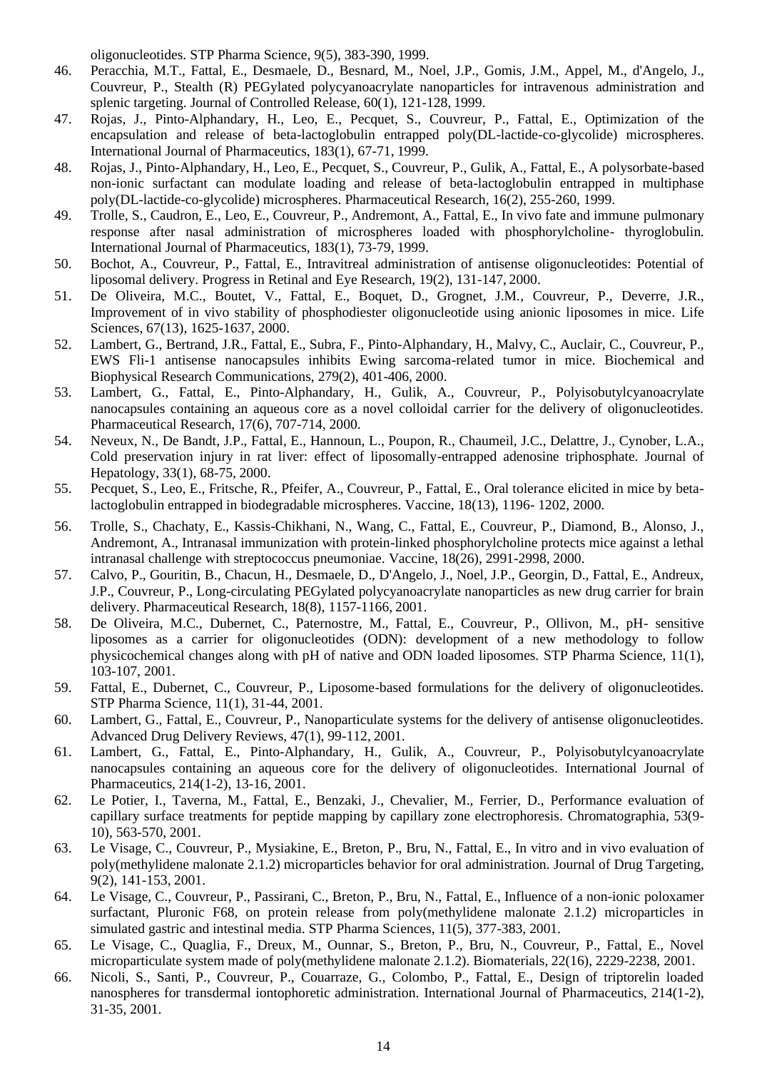oligonucleotides. STP Pharma Science, 9(5), 383-390, 1999.

46. Peracchia, M.T., Fattal, E., Desmaele, D., Besnard, M., Noel, J.P., Gomis, J.M., Appel, M., d'Angelo, J., Couvreur, P., Stealth (R) PEGylated polycyanoacrylate nanoparticles for intravenous administration and splenic targeting. Journal of Controlled Release, 60(1), 121-128, 1999.
47. Rojas, J., Pinto-Alphandary, H., Leo, E., Pecquet, S., Couvreur, P., Fattal, E., Optimization of the encapsulation and release of beta-lactoglobulin entrapped poly(DL-lactide-co-glycolide) microspheres. International Journal of Pharmaceutics, 183(1), 67-71, 1999.
48. Rojas, J., Pinto-Alphandary, H., Leo, E., Pecquet, S., Couvreur, P., Gulik, A., Fattal, E., A polysorbate-based non-ionic surfactant can modulate loading and release of beta-lactoglobulin entrapped in multiphase poly(DL-lactide-co-glycolide) microspheres. Pharmaceutical Research, 16(2), 255-260, 1999.
49. Trolle, S., Caudron, E., Leo, E., Couvreur, P., Andremont, A., Fattal, E., In vivo fate and immune pulmonary response after nasal administration of microspheres loaded with phosphorylcholine- thyroglobulin. International Journal of Pharmaceutics, 183(1), 73-79, 1999.
50. Bochot, A., Couvreur, P., Fattal, E., Intravitreal administration of antisense oligonucleotides: Potential of liposomal delivery. Progress in Retinal and Eye Research, 19(2), 131-147, 2000.
51. De Oliveira, M.C., Boutet, V., Fattal, E., Boquet, D., Grognet, J.M., Couvreur, P., Deverre, J.R., Improvement of in vivo stability of phosphodiester oligonucleotide using anionic liposomes in mice. Life Sciences, 67(13), 1625-1637, 2000.
52. Lambert, G., Bertrand, J.R., Fattal, E., Subra, F., Pinto-Alphandary, H., Malvy, C., Auclair, C., Couvreur, P., EWS Fli-1 antisense nanocapsules inhibits Ewing sarcoma-related tumor in mice. Biochemical and Biophysical Research Communications, 279(2), 401-406, 2000.
53. Lambert, G., Fattal, E., Pinto-Alphandary, H., Gulik, A., Couvreur, P., Polyisobutylcyanoacrylate nanocapsules containing an aqueous core as a novel colloidal carrier for the delivery of oligonucleotides. Pharmaceutical Research, 17(6), 707-714, 2000.
54. Neveux, N., De Bandt, J.P., Fattal, E., Hannoun, L., Poupon, R., Chaumeil, J.C., Delattre, J., Cynober, L.A., Cold preservation injury in rat liver: effect of liposomally-entrapped adenosine triphosphate. Journal of Hepatology, 33(1), 68-75, 2000.
55. Pecquet, S., Leo, E., Fritsche, R., Pfeifer, A., Couvreur, P., Fattal, E., Oral tolerance elicited in mice by beta-lactoglobulin entrapped in biodegradable microspheres. Vaccine, 18(13), 1196- 1202, 2000.
56. Trolle, S., Chachaty, E., Kassis-Chikhani, N., Wang, C., Fattal, E., Couvreur, P., Diamond, B., Alonso, J., Andremont, A., Intranasal immunization with protein-linked phosphorylcholine protects mice against a lethal intranasal challenge with streptococcus pneumoniae. Vaccine, 18(26), 2991-2998, 2000.
57. Calvo, P., Gouritin, B., Chacun, H., Desmaele, D., D'Angelo, J., Noel, J.P., Georgin, D., Fattal, E., Andreux, J.P., Couvreur, P., Long-circulating PEGylated polycyanoacrylate nanoparticles as new drug carrier for brain delivery. Pharmaceutical Research, 18(8), 1157-1166, 2001.
58. De Oliveira, M.C., Dubernet, C., Paternostre, M., Fattal, E., Couvreur, P., Ollivon, M., pH- sensitive liposomes as a carrier for oligonucleotides (ODN): development of a new methodology to follow physicochemical changes along with pH of native and ODN loaded liposomes. STP Pharma Science, 11(1), 103-107, 2001.
59. Fattal, E., Dubernet, C., Couvreur, P., Liposome-based formulations for the delivery of oligonucleotides. STP Pharma Science, 11(1), 31-44, 2001.
60. Lambert, G., Fattal, E., Couvreur, P., Nanoparticulate systems for the delivery of antisense oligonucleotides. Advanced Drug Delivery Reviews, 47(1), 99-112, 2001.
61. Lambert, G., Fattal, E., Pinto-Alphandary, H., Gulik, A., Couvreur, P., Polyisobutylcyanoacrylate nanocapsules containing an aqueous core for the delivery of oligonucleotides. International Journal of Pharmaceutics, 214(1-2), 13-16, 2001.
62. Le Potier, I., Taverna, M., Fattal, E., Benzaki, J., Chevalier, M., Ferrier, D., Performance evaluation of capillary surface treatments for peptide mapping by capillary zone electrophoresis. Chromatographia, 53(9-10), 563-570, 2001.
63. Le Visage, C., Couvreur, P., Mysiakine, E., Breton, P., Bru, N., Fattal, E., In vitro and in vivo evaluation of poly(methylidene malonate 2.1.2) microparticles behavior for oral administration. Journal of Drug Targeting, 9(2), 141-153, 2001.
64. Le Visage, C., Couvreur, P., Passirani, C., Breton, P., Bru, N., Fattal, E., Influence of a non-ionic poloxamer surfactant, Pluronic F68, on protein release from poly(methylidene malonate 2.1.2) microparticles in simulated gastric and intestinal media. STP Pharma Sciences, 11(5), 377-383, 2001.
65. Le Visage, C., Quaglia, F., Dreux, M., Ounnar, S., Breton, P., Bru, N., Couvreur, P., Fattal, E., Novel microparticulate system made of poly(methylidene malonate 2.1.2). Biomaterials, 22(16), 2229-2238, 2001.
66. Nicoli, S., Santi, P., Couvreur, P., Couarraze, G., Colombo, P., Fattal, E., Design of triptorelin loaded nanospheres for transdermal iontophoretic administration. International Journal of Pharmaceutics, 214(1-2), 31-35, 2001.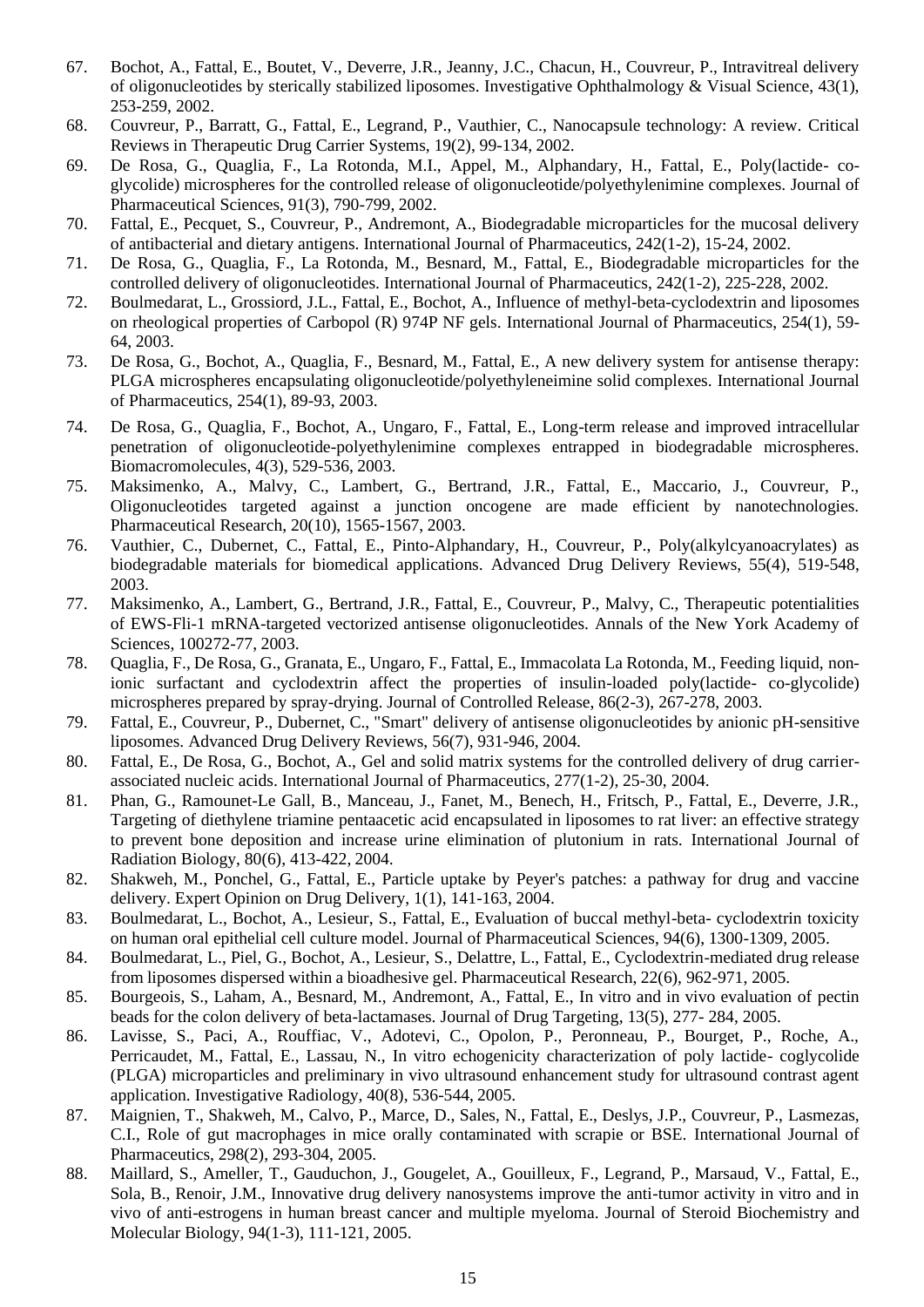67. Bochot, A., Fattal, E., Boutet, V., Deverre, J.R., Jeanny, J.C., Chacun, H., Couvreur, P., Intravitreal delivery of oligonucleotides by sterically stabilized liposomes. Investigative Ophthalmology & Visual Science, 43(1), 253-259, 2002.
68. Couvreur, P., Barratt, G., Fattal, E., Legrand, P., Vauthier, C., Nanocapsule technology: A review. Critical Reviews in Therapeutic Drug Carrier Systems, 19(2), 99-134, 2002.
69. De Rosa, G., Quaglia, F., La Rotonda, M.I., Appel, M., Alphandary, H., Fattal, E., Poly(lactide- co-glycolide) microspheres for the controlled release of oligonucleotide/polyethylenimine complexes. Journal of Pharmaceutical Sciences, 91(3), 790-799, 2002.
70. Fattal, E., Pecquet, S., Couvreur, P., Andremont, A., Biodegradable microparticles for the mucosal delivery of antibacterial and dietary antigens. International Journal of Pharmaceutics, 242(1-2), 15-24, 2002.
71. De Rosa, G., Quaglia, F., La Rotonda, M., Besnard, M., Fattal, E., Biodegradable microparticles for the controlled delivery of oligonucleotides. International Journal of Pharmaceutics, 242(1-2), 225-228, 2002.
72. Boulmedarat, L., Grossiord, J.L., Fattal, E., Bochot, A., Influence of methyl-beta-cyclodextrin and liposomes on rheological properties of Carbopol (R) 974P NF gels. International Journal of Pharmaceutics, 254(1), 59-64, 2003.
73. De Rosa, G., Bochot, A., Quaglia, F., Besnard, M., Fattal, E., A new delivery system for antisense therapy: PLGA microspheres encapsulating oligonucleotide/polyethyleneimine solid complexes. International Journal of Pharmaceutics, 254(1), 89-93, 2003.
74. De Rosa, G., Quaglia, F., Bochot, A., Ungaro, F., Fattal, E., Long-term release and improved intracellular penetration of oligonucleotide-polyethylenimine complexes entrapped in biodegradable microspheres. Biomacromolecules, 4(3), 529-536, 2003.
75. Maksimenko, A., Malvy, C., Lambert, G., Bertrand, J.R., Fattal, E., Maccario, J., Couvreur, P., Oligonucleotides targeted against a junction oncogene are made efficient by nanotechnologies. Pharmaceutical Research, 20(10), 1565-1567, 2003.
76. Vauthier, C., Dubernet, C., Fattal, E., Pinto-Alphandary, H., Couvreur, P., Poly(alkylcyanoacrylates) as biodegradable materials for biomedical applications. Advanced Drug Delivery Reviews, 55(4), 519-548, 2003.
77. Maksimenko, A., Lambert, G., Bertrand, J.R., Fattal, E., Couvreur, P., Malvy, C., Therapeutic potentialities of EWS-Fli-1 mRNA-targeted vectorized antisense oligonucleotides. Annals of the New York Academy of Sciences, 100272-77, 2003.
78. Quaglia, F., De Rosa, G., Granata, E., Ungaro, F., Fattal, E., Immacolata La Rotonda, M., Feeding liquid, non-ionic surfactant and cyclodextrin affect the properties of insulin-loaded poly(lactide- co-glycolide) microspheres prepared by spray-drying. Journal of Controlled Release, 86(2-3), 267-278, 2003.
79. Fattal, E., Couvreur, P., Dubernet, C., "Smart" delivery of antisense oligonucleotides by anionic pH-sensitive liposomes. Advanced Drug Delivery Reviews, 56(7), 931-946, 2004.
80. Fattal, E., De Rosa, G., Bochot, A., Gel and solid matrix systems for the controlled delivery of drug carrier-associated nucleic acids. International Journal of Pharmaceutics, 277(1-2), 25-30, 2004.
81. Phan, G., Ramounet-Le Gall, B., Manceau, J., Fanet, M., Benech, H., Fritsch, P., Fattal, E., Deverre, J.R., Targeting of diethylene triamine pentaacetic acid encapsulated in liposomes to rat liver: an effective strategy to prevent bone deposition and increase urine elimination of plutonium in rats. International Journal of Radiation Biology, 80(6), 413-422, 2004.
82. Shakweh, M., Ponchel, G., Fattal, E., Particle uptake by Peyer's patches: a pathway for drug and vaccine delivery. Expert Opinion on Drug Delivery, 1(1), 141-163, 2004.
83. Boulmedarat, L., Bochot, A., Lesieur, S., Fattal, E., Evaluation of buccal methyl-beta- cyclodextrin toxicity on human oral epithelial cell culture model. Journal of Pharmaceutical Sciences, 94(6), 1300-1309, 2005.
84. Boulmedarat, L., Piel, G., Bochot, A., Lesieur, S., Delattre, L., Fattal, E., Cyclodextrin-mediated drug release from liposomes dispersed within a bioadhesive gel. Pharmaceutical Research, 22(6), 962-971, 2005.
85. Bourgeois, S., Laham, A., Besnard, M., Andremont, A., Fattal, E., In vitro and in vivo evaluation of pectin beads for the colon delivery of beta-lactamases. Journal of Drug Targeting, 13(5), 277- 284, 2005.
86. Lavisse, S., Paci, A., Rouffiac, V., Adotevi, C., Opolon, P., Peronneau, P., Bourget, P., Roche, A., Perricaudet, M., Fattal, E., Lassau, N., In vitro echogenicity characterization of poly lactide- coglycolide (PLGA) microparticles and preliminary in vivo ultrasound enhancement study for ultrasound contrast agent application. Investigative Radiology, 40(8), 536-544, 2005.
87. Maignien, T., Shakweh, M., Calvo, P., Marce, D., Sales, N., Fattal, E., Deslys, J.P., Couvreur, P., Lasmezas, C.I., Role of gut macrophages in mice orally contaminated with scrapie or BSE. International Journal of Pharmaceutics, 298(2), 293-304, 2005.
88. Maillard, S., Ameller, T., Gauduchon, J., Gougelet, A., Gouilleux, F., Legrand, P., Marsaud, V., Fattal, E., Sola, B., Renoir, J.M., Innovative drug delivery nanosystems improve the anti-tumor activity in vitro and in vivo of anti-estrogens in human breast cancer and multiple myeloma. Journal of Steroid Biochemistry and Molecular Biology, 94(1-3), 111-121, 2005.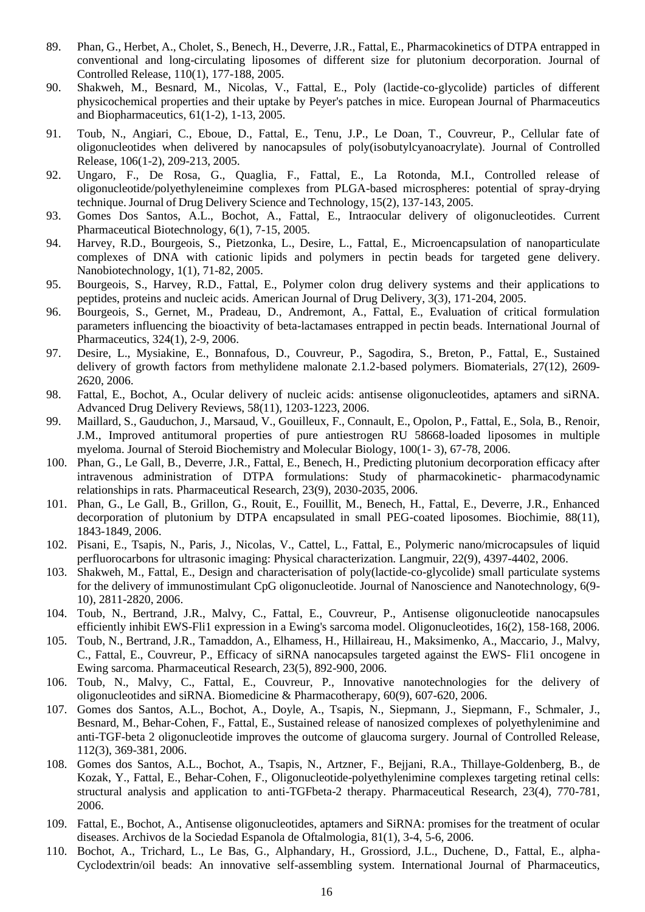89. Phan, G., Herbet, A., Cholet, S., Benech, H., Deverre, J.R., Fattal, E., Pharmacokinetics of DTPA entrapped in conventional and long-circulating liposomes of different size for plutonium decorporation. Journal of Controlled Release, 110(1), 177-188, 2005.
90. Shakweh, M., Besnard, M., Nicolas, V., Fattal, E., Poly (lactide-co-glycolide) particles of different physicochemical properties and their uptake by Peyer's patches in mice. European Journal of Pharmaceutics and Biopharmaceutics, 61(1-2), 1-13, 2005.
91. Toub, N., Angiari, C., Eboue, D., Fattal, E., Tenu, J.P., Le Doan, T., Couvreur, P., Cellular fate of oligonucleotides when delivered by nanocapsules of poly(isobutylcyanoacrylate). Journal of Controlled Release, 106(1-2), 209-213, 2005.
92. Ungaro, F., De Rosa, G., Quaglia, F., Fattal, E., La Rotonda, M.I., Controlled release of oligonucleotide/polyethyleneimine complexes from PLGA-based microspheres: potential of spray-drying technique. Journal of Drug Delivery Science and Technology, 15(2), 137-143, 2005.
93. Gomes Dos Santos, A.L., Bochot, A., Fattal, E., Intraocular delivery of oligonucleotides. Current Pharmaceutical Biotechnology, 6(1), 7-15, 2005.
94. Harvey, R.D., Bourgeois, S., Pietzonka, L., Desire, L., Fattal, E., Microencapsulation of nanoparticulate complexes of DNA with cationic lipids and polymers in pectin beads for targeted gene delivery. Nanobiotechnology, 1(1), 71-82, 2005.
95. Bourgeois, S., Harvey, R.D., Fattal, E., Polymer colon drug delivery systems and their applications to peptides, proteins and nucleic acids. American Journal of Drug Delivery, 3(3), 171-204, 2005.
96. Bourgeois, S., Gernet, M., Pradeau, D., Andremont, A., Fattal, E., Evaluation of critical formulation parameters influencing the bioactivity of beta-lactamases entrapped in pectin beads. International Journal of Pharmaceutics, 324(1), 2-9, 2006.
97. Desire, L., Mysiakine, E., Bonnafous, D., Couvreur, P., Sagodira, S., Breton, P., Fattal, E., Sustained delivery of growth factors from methylidene malonate 2.1.2-based polymers. Biomaterials, 27(12), 2609-2620, 2006.
98. Fattal, E., Bochot, A., Ocular delivery of nucleic acids: antisense oligonucleotides, aptamers and siRNA. Advanced Drug Delivery Reviews, 58(11), 1203-1223, 2006.
99. Maillard, S., Gauduchon, J., Marsaud, V., Gouilleux, F., Connault, E., Opolon, P., Fattal, E., Sola, B., Renoir, J.M., Improved antitumoral properties of pure antiestrogen RU 58668-loaded liposomes in multiple myeloma. Journal of Steroid Biochemistry and Molecular Biology, 100(1- 3), 67-78, 2006.
100. Phan, G., Le Gall, B., Deverre, J.R., Fattal, E., Benech, H., Predicting plutonium decorporation efficacy after intravenous administration of DTPA formulations: Study of pharmacokinetic- pharmacodynamic relationships in rats. Pharmaceutical Research, 23(9), 2030-2035, 2006.
101. Phan, G., Le Gall, B., Grillon, G., Rouit, E., Fouillit, M., Benech, H., Fattal, E., Deverre, J.R., Enhanced decorporation of plutonium by DTPA encapsulated in small PEG-coated liposomes. Biochimie, 88(11), 1843-1849, 2006.
102. Pisani, E., Tsapis, N., Paris, J., Nicolas, V., Cattel, L., Fattal, E., Polymeric nano/microcapsules of liquid perfluorocarbons for ultrasonic imaging: Physical characterization. Langmuir, 22(9), 4397-4402, 2006.
103. Shakweh, M., Fattal, E., Design and characterisation of poly(lactide-co-glycolide) small particulate systems for the delivery of immunostimulant CpG oligonucleotide. Journal of Nanoscience and Nanotechnology, 6(9-10), 2811-2820, 2006.
104. Toub, N., Bertrand, J.R., Malvy, C., Fattal, E., Couvreur, P., Antisense oligonucleotide nanocapsules efficiently inhibit EWS-Fli1 expression in a Ewing's sarcoma model. Oligonucleotides, 16(2), 158-168, 2006.
105. Toub, N., Bertrand, J.R., Tamaddon, A., Elhamess, H., Hillaireau, H., Maksimenko, A., Maccario, J., Malvy, C., Fattal, E., Couvreur, P., Efficacy of siRNA nanocapsules targeted against the EWS- Fli1 oncogene in Ewing sarcoma. Pharmaceutical Research, 23(5), 892-900, 2006.
106. Toub, N., Malvy, C., Fattal, E., Couvreur, P., Innovative nanotechnologies for the delivery of oligonucleotides and siRNA. Biomedicine & Pharmacotherapy, 60(9), 607-620, 2006.
107. Gomes dos Santos, A.L., Bochot, A., Doyle, A., Tsapis, N., Siepmann, J., Siepmann, F., Schmaler, J., Besnard, M., Behar-Cohen, F., Fattal, E., Sustained release of nanosized complexes of polyethylenimine and anti-TGF-beta 2 oligonucleotide improves the outcome of glaucoma surgery. Journal of Controlled Release, 112(3), 369-381, 2006.
108. Gomes dos Santos, A.L., Bochot, A., Tsapis, N., Artzner, F., Bejjani, R.A., Thillaye-Goldenberg, B., de Kozak, Y., Fattal, E., Behar-Cohen, F., Oligonucleotide-polyethylenimine complexes targeting retinal cells: structural analysis and application to anti-TGFbeta-2 therapy. Pharmaceutical Research, 23(4), 770-781, 2006.
109. Fattal, E., Bochot, A., Antisense oligonucleotides, aptamers and SiRNA: promises for the treatment of ocular diseases. Archivos de la Sociedad Espanola de Oftalmologia, 81(1), 3-4, 5-6, 2006.
110. Bochot, A., Trichard, L., Le Bas, G., Alphandary, H., Grossiord, J.L., Duchene, D., Fattal, E., alpha-Cyclodextrin/oil beads: An innovative self-assembling system. International Journal of Pharmaceutics,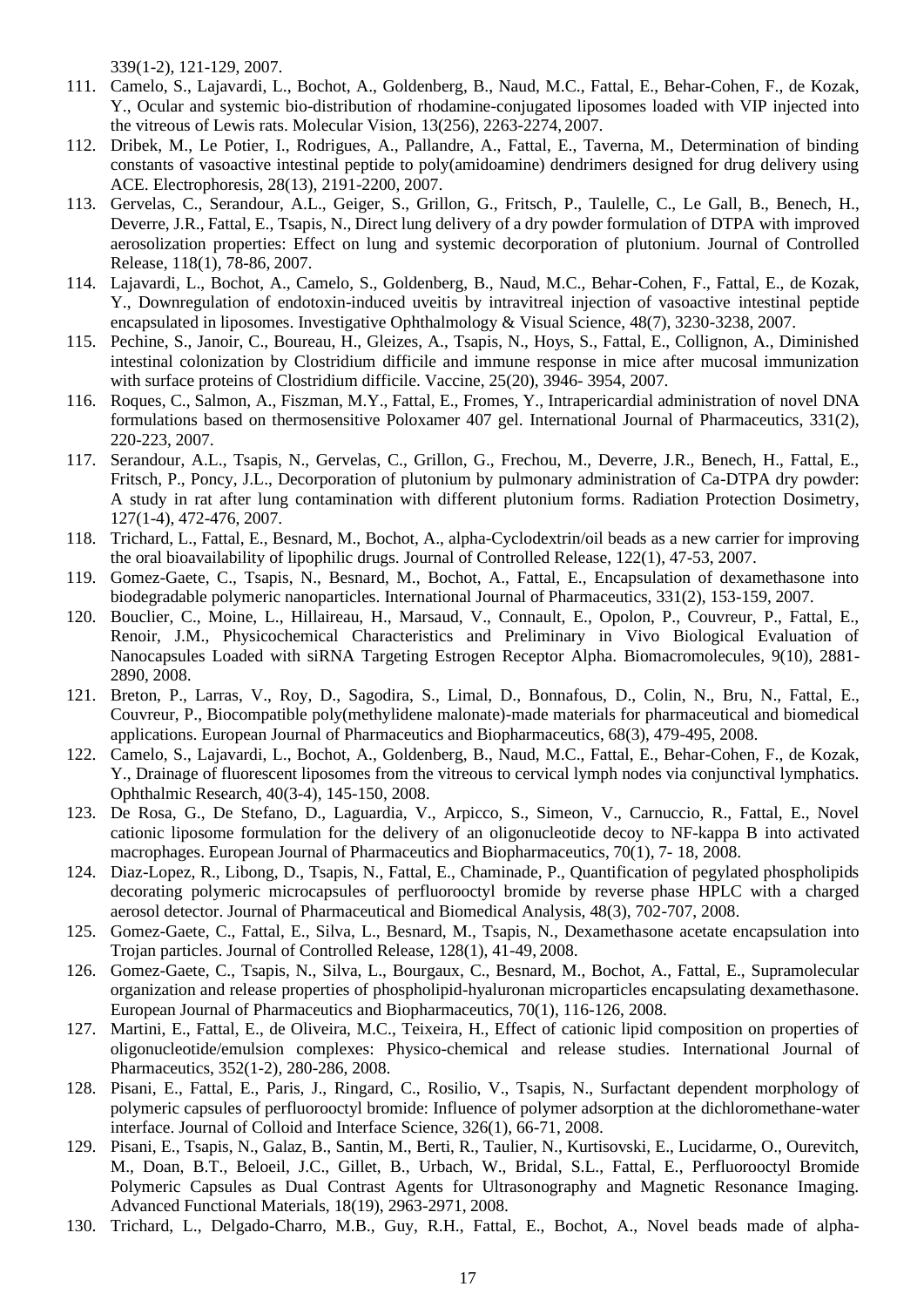339(1-2), 121-129, 2007.

111. Camelo, S., Lajavardi, L., Bochot, A., Goldenberg, B., Naud, M.C., Fattal, E., Behar-Cohen, F., de Kozak, Y., Ocular and systemic bio-distribution of rhodamine-conjugated liposomes loaded with VIP injected into the vitreous of Lewis rats. Molecular Vision, 13(256), 2263-2274, 2007.
112. Dribek, M., Le Potier, I., Rodrigues, A., Pallandre, A., Fattal, E., Taverna, M., Determination of binding constants of vasoactive intestinal peptide to poly(amidoamine) dendrimers designed for drug delivery using ACE. Electrophoresis, 28(13), 2191-2200, 2007.
113. Gervelas, C., Serandour, A.L., Geiger, S., Grillon, G., Fritsch, P., Taulelle, C., Le Gall, B., Benech, H., Deverre, J.R., Fattal, E., Tsapis, N., Direct lung delivery of a dry powder formulation of DTPA with improved aerosolization properties: Effect on lung and systemic decorporation of plutonium. Journal of Controlled Release, 118(1), 78-86, 2007.
114. Lajavardi, L., Bochot, A., Camelo, S., Goldenberg, B., Naud, M.C., Behar-Cohen, F., Fattal, E., de Kozak, Y., Downregulation of endotoxin-induced uveitis by intravitreal injection of vasoactive intestinal peptide encapsulated in liposomes. Investigative Ophthalmology & Visual Science, 48(7), 3230-3238, 2007.
115. Pechine, S., Janoir, C., Boureau, H., Gleizes, A., Tsapis, N., Hoys, S., Fattal, E., Collignon, A., Diminished intestinal colonization by Clostridium difficile and immune response in mice after mucosal immunization with surface proteins of Clostridium difficile. Vaccine, 25(20), 3946- 3954, 2007.
116. Roques, C., Salmon, A., Fiszman, M.Y., Fattal, E., Fromes, Y., Intrapericardial administration of novel DNA formulations based on thermosensitive Poloxamer 407 gel. International Journal of Pharmaceutics, 331(2), 220-223, 2007.
117. Serandour, A.L., Tsapis, N., Gervelas, C., Grillon, G., Frechou, M., Deverre, J.R., Benech, H., Fattal, E., Fritsch, P., Poncy, J.L., Decorporation of plutonium by pulmonary administration of Ca-DTPA dry powder: A study in rat after lung contamination with different plutonium forms. Radiation Protection Dosimetry, 127(1-4), 472-476, 2007.
118. Trichard, L., Fattal, E., Besnard, M., Bochot, A., alpha-Cyclodextrin/oil beads as a new carrier for improving the oral bioavailability of lipophilic drugs. Journal of Controlled Release, 122(1), 47-53, 2007.
119. Gomez-Gaete, C., Tsapis, N., Besnard, M., Bochot, A., Fattal, E., Encapsulation of dexamethasone into biodegradable polymeric nanoparticles. International Journal of Pharmaceutics, 331(2), 153-159, 2007.
120. Bouclier, C., Moine, L., Hillaireau, H., Marsaud, V., Connault, E., Opolon, P., Couvreur, P., Fattal, E., Renoir, J.M., Physicochemical Characteristics and Preliminary in Vivo Biological Evaluation of Nanocapsules Loaded with siRNA Targeting Estrogen Receptor Alpha. Biomacromolecules, 9(10), 2881-2890, 2008.
121. Breton, P., Larras, V., Roy, D., Sagodira, S., Limal, D., Bonnafous, D., Colin, N., Bru, N., Fattal, E., Couvreur, P., Biocompatible poly(methylidene malonate)-made materials for pharmaceutical and biomedical applications. European Journal of Pharmaceutics and Biopharmaceutics, 68(3), 479-495, 2008.
122. Camelo, S., Lajavardi, L., Bochot, A., Goldenberg, B., Naud, M.C., Fattal, E., Behar-Cohen, F., de Kozak, Y., Drainage of fluorescent liposomes from the vitreous to cervical lymph nodes via conjunctival lymphatics. Ophthalmic Research, 40(3-4), 145-150, 2008.
123. De Rosa, G., De Stefano, D., Laguardia, V., Arpicco, S., Simeon, V., Carnuccio, R., Fattal, E., Novel cationic liposome formulation for the delivery of an oligonucleotide decoy to NF-kappa B into activated macrophages. European Journal of Pharmaceutics and Biopharmaceutics, 70(1), 7- 18, 2008.
124. Diaz-Lopez, R., Libong, D., Tsapis, N., Fattal, E., Chaminade, P., Quantification of pegylated phospholipids decorating polymeric microcapsules of perfluorooctyl bromide by reverse phase HPLC with a charged aerosol detector. Journal of Pharmaceutical and Biomedical Analysis, 48(3), 702-707, 2008.
125. Gomez-Gaete, C., Fattal, E., Silva, L., Besnard, M., Tsapis, N., Dexamethasone acetate encapsulation into Trojan particles. Journal of Controlled Release, 128(1), 41-49, 2008.
126. Gomez-Gaete, C., Tsapis, N., Silva, L., Bourgaux, C., Besnard, M., Bochot, A., Fattal, E., Supramolecular organization and release properties of phospholipid-hyaluronan microparticles encapsulating dexamethasone. European Journal of Pharmaceutics and Biopharmaceutics, 70(1), 116-126, 2008.
127. Martini, E., Fattal, E., de Oliveira, M.C., Teixeira, H., Effect of cationic lipid composition on properties of oligonucleotide/emulsion complexes: Physico-chemical and release studies. International Journal of Pharmaceutics, 352(1-2), 280-286, 2008.
128. Pisani, E., Fattal, E., Paris, J., Ringard, C., Rosilio, V., Tsapis, N., Surfactant dependent morphology of polymeric capsules of perfluorooctyl bromide: Influence of polymer adsorption at the dichloromethane-water interface. Journal of Colloid and Interface Science, 326(1), 66-71, 2008.
129. Pisani, E., Tsapis, N., Galaz, B., Santin, M., Berti, R., Taulier, N., Kurtisovski, E., Lucidarme, O., Ourevitch, M., Doan, B.T., Beloeil, J.C., Gillet, B., Urbach, W., Bridal, S.L., Fattal, E., Perfluorooctyl Bromide Polymeric Capsules as Dual Contrast Agents for Ultrasonography and Magnetic Resonance Imaging. Advanced Functional Materials, 18(19), 2963-2971, 2008.
130. Trichard, L., Delgado-Charro, M.B., Guy, R.H., Fattal, E., Bochot, A., Novel beads made of alpha-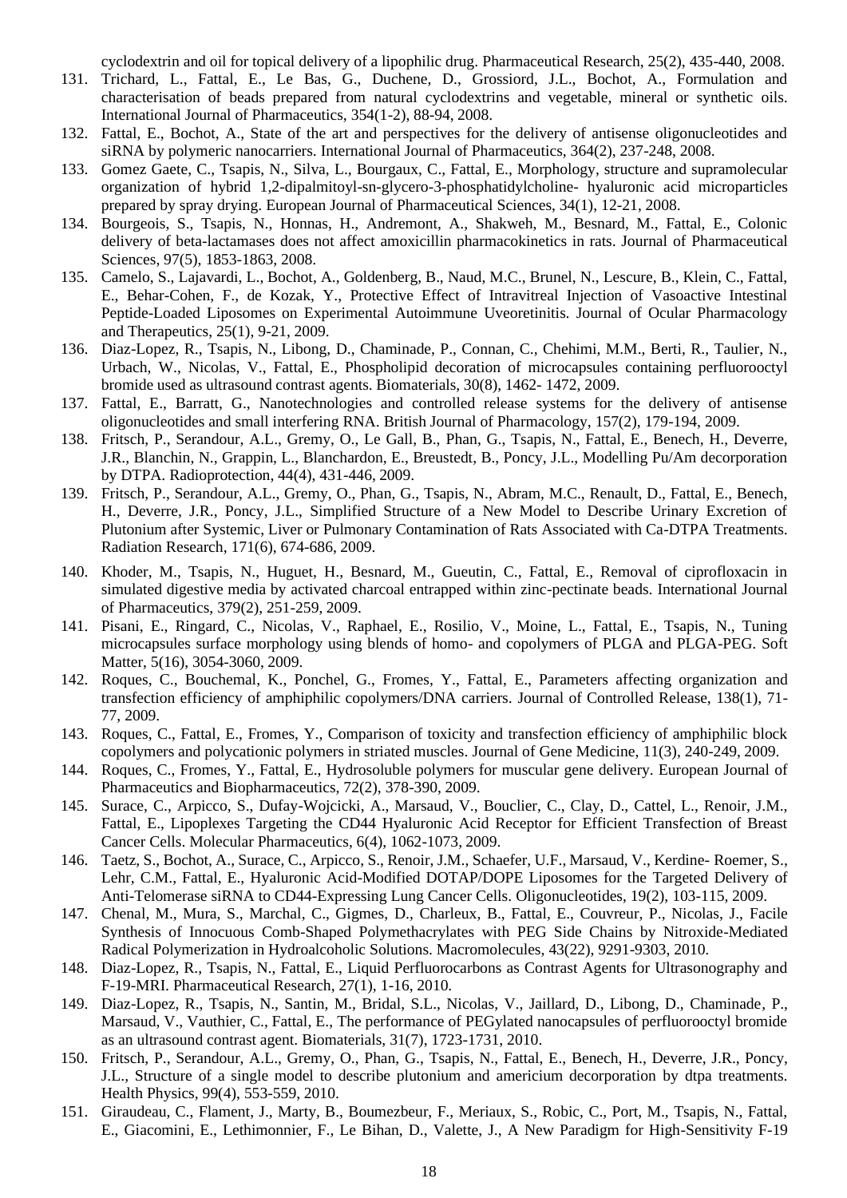cyclodextrin and oil for topical delivery of a lipophilic drug. Pharmaceutical Research, 25(2), 435-440, 2008.

131. Trichard, L., Fattal, E., Le Bas, G., Duchene, D., Grossiord, J.L., Bochot, A., Formulation and characterisation of beads prepared from natural cyclodextrins and vegetable, mineral or synthetic oils. International Journal of Pharmaceutics, 354(1-2), 88-94, 2008.
132. Fattal, E., Bochot, A., State of the art and perspectives for the delivery of antisense oligonucleotides and siRNA by polymeric nanocarriers. International Journal of Pharmaceutics, 364(2), 237-248, 2008.
133. Gomez Gaete, C., Tsapis, N., Silva, L., Bourgaux, C., Fattal, E., Morphology, structure and supramolecular organization of hybrid 1,2-dipalmitoyl-sn-glycero-3-phosphatidylcholine- hyaluronic acid microparticles prepared by spray drying. European Journal of Pharmaceutical Sciences, 34(1), 12-21, 2008.
134. Bourgeois, S., Tsapis, N., Honnas, H., Andremont, A., Shakweh, M., Besnard, M., Fattal, E., Colonic delivery of beta-lactamases does not affect amoxicillin pharmacokinetics in rats. Journal of Pharmaceutical Sciences, 97(5), 1853-1863, 2008.
135. Camelo, S., Lajavardi, L., Bochot, A., Goldenberg, B., Naud, M.C., Brunel, N., Lescure, B., Klein, C., Fattal, E., Behar-Cohen, F., de Kozak, Y., Protective Effect of Intravitreal Injection of Vasoactive Intestinal Peptide-Loaded Liposomes on Experimental Autoimmune Uveoretinitis. Journal of Ocular Pharmacology and Therapeutics, 25(1), 9-21, 2009.
136. Diaz-Lopez, R., Tsapis, N., Libong, D., Chaminade, P., Connan, C., Chehimi, M.M., Berti, R., Taulier, N., Urbach, W., Nicolas, V., Fattal, E., Phospholipid decoration of microcapsules containing perfluorooctyl bromide used as ultrasound contrast agents. Biomaterials, 30(8), 1462- 1472, 2009.
137. Fattal, E., Barratt, G., Nanotechnologies and controlled release systems for the delivery of antisense oligonucleotides and small interfering RNA. British Journal of Pharmacology, 157(2), 179-194, 2009.
138. Fritsch, P., Serandour, A.L., Gremy, O., Le Gall, B., Phan, G., Tsapis, N., Fattal, E., Benech, H., Deverre, J.R., Blanchin, N., Grappin, L., Blanchardon, E., Breustedt, B., Poncy, J.L., Modelling Pu/Am decorporation by DTPA. Radioprotection, 44(4), 431-446, 2009.
139. Fritsch, P., Serandour, A.L., Gremy, O., Phan, G., Tsapis, N., Abram, M.C., Renault, D., Fattal, E., Benech, H., Deverre, J.R., Poncy, J.L., Simplified Structure of a New Model to Describe Urinary Excretion of Plutonium after Systemic, Liver or Pulmonary Contamination of Rats Associated with Ca-DTPA Treatments. Radiation Research, 171(6), 674-686, 2009.
140. Khoder, M., Tsapis, N., Huguet, H., Besnard, M., Gueutin, C., Fattal, E., Removal of ciprofloxacin in simulated digestive media by activated charcoal entrapped within zinc-pectinate beads. International Journal of Pharmaceutics, 379(2), 251-259, 2009.
141. Pisani, E., Ringard, C., Nicolas, V., Raphael, E., Rosilio, V., Moine, L., Fattal, E., Tsapis, N., Tuning microcapsules surface morphology using blends of homo- and copolymers of PLGA and PLGA-PEG. Soft Matter, 5(16), 3054-3060, 2009.
142. Roques, C., Bouchemal, K., Ponchel, G., Fromes, Y., Fattal, E., Parameters affecting organization and transfection efficiency of amphiphilic copolymers/DNA carriers. Journal of Controlled Release, 138(1), 71-77, 2009.
143. Roques, C., Fattal, E., Fromes, Y., Comparison of toxicity and transfection efficiency of amphiphilic block copolymers and polycationic polymers in striated muscles. Journal of Gene Medicine, 11(3), 240-249, 2009.
144. Roques, C., Fromes, Y., Fattal, E., Hydrosoluble polymers for muscular gene delivery. European Journal of Pharmaceutics and Biopharmaceutics, 72(2), 378-390, 2009.
145. Surace, C., Arpicco, S., Dufay-Wojcicki, A., Marsaud, V., Bouclier, C., Clay, D., Cattel, L., Renoir, J.M., Fattal, E., Lipoplexes Targeting the CD44 Hyaluronic Acid Receptor for Efficient Transfection of Breast Cancer Cells. Molecular Pharmaceutics, 6(4), 1062-1073, 2009.
146. Taetz, S., Bochot, A., Surace, C., Arpicco, S., Renoir, J.M., Schaefer, U.F., Marsaud, V., Kerdine- Roemer, S., Lehr, C.M., Fattal, E., Hyaluronic Acid-Modified DOTAP/DOPE Liposomes for the Targeted Delivery of Anti-Telomerase siRNA to CD44-Expressing Lung Cancer Cells. Oligonucleotides, 19(2), 103-115, 2009.
147. Chenal, M., Mura, S., Marchal, C., Gigmes, D., Charleux, B., Fattal, E., Couvreur, P., Nicolas, J., Facile Synthesis of Innocuous Comb-Shaped Polymethacrylates with PEG Side Chains by Nitroxide-Mediated Radical Polymerization in Hydroalcoholic Solutions. Macromolecules, 43(22), 9291-9303, 2010.
148. Diaz-Lopez, R., Tsapis, N., Fattal, E., Liquid Perfluorocarbons as Contrast Agents for Ultrasonography and F-19-MRI. Pharmaceutical Research, 27(1), 1-16, 2010.
149. Diaz-Lopez, R., Tsapis, N., Santin, M., Bridal, S.L., Nicolas, V., Jaillard, D., Libong, D., Chaminade, P., Marsaud, V., Vauthier, C., Fattal, E., The performance of PEGylated nanocapsules of perfluorooctyl bromide as an ultrasound contrast agent. Biomaterials, 31(7), 1723-1731, 2010.
150. Fritsch, P., Serandour, A.L., Gremy, O., Phan, G., Tsapis, N., Fattal, E., Benech, H., Deverre, J.R., Poncy, J.L., Structure of a single model to describe plutonium and americium decorporation by dtpa treatments. Health Physics, 99(4), 553-559, 2010.
151. Giraudeau, C., Flament, J., Marty, B., Boumezbeur, F., Meriaux, S., Robic, C., Port, M., Tsapis, N., Fattal, E., Giacomini, E., Lethimonnier, F., Le Bihan, D., Valette, J., A New Paradigm for High-Sensitivity F-19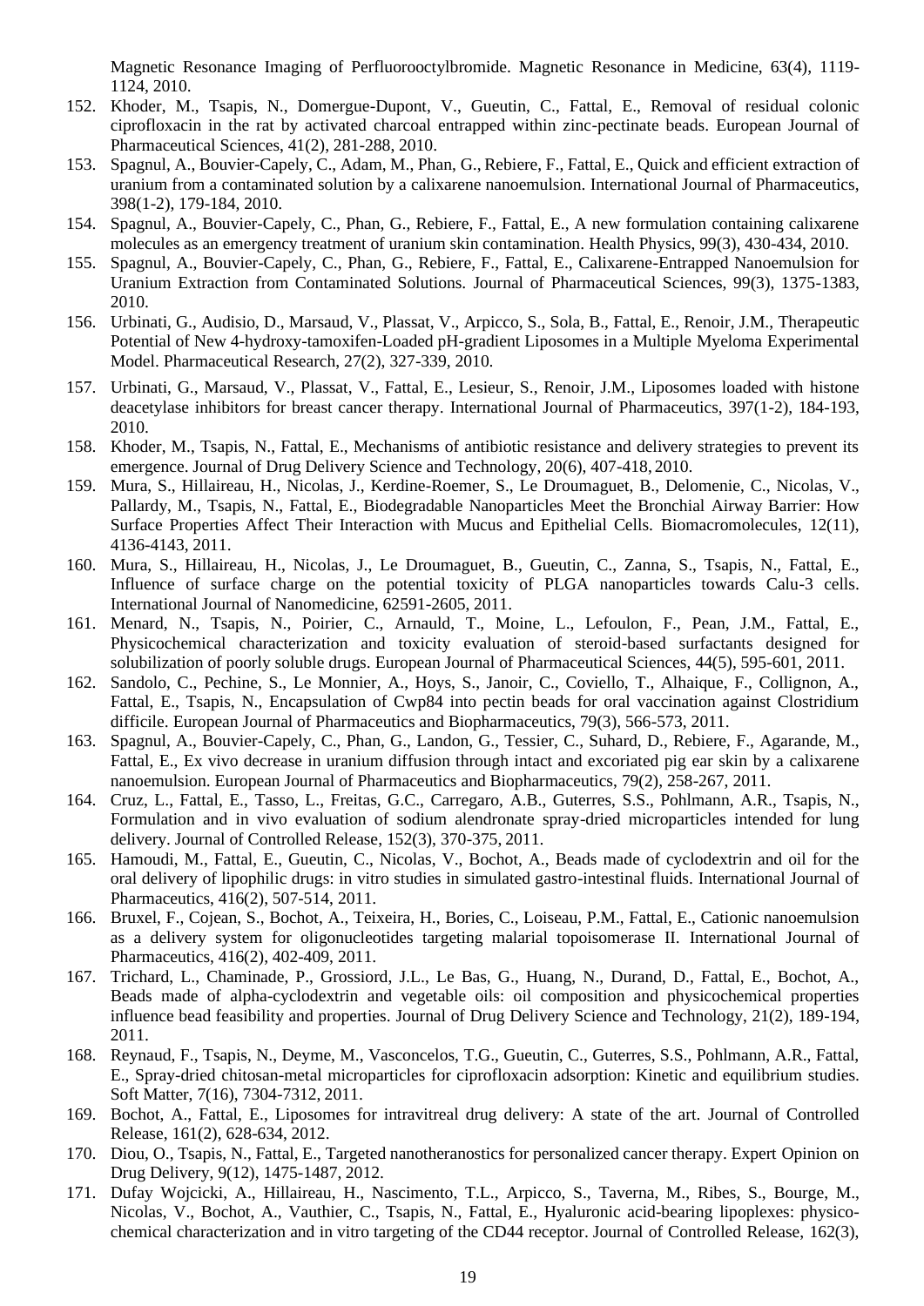Magnetic Resonance Imaging of Perfluorooctylbromide. Magnetic Resonance in Medicine, 63(4), 1119-1124, 2010.

152. Khoder, M., Tsapis, N., Domergue-Dupont, V., Gueutin, C., Fattal, E., Removal of residual colonic ciprofloxacin in the rat by activated charcoal entrapped within zinc-pectinate beads. European Journal of Pharmaceutical Sciences, 41(2), 281-288, 2010.
153. Spagnul, A., Bouvier-Capely, C., Adam, M., Phan, G., Rebiere, F., Fattal, E., Quick and efficient extraction of uranium from a contaminated solution by a calixarene nanoemulsion. International Journal of Pharmaceutics, 398(1-2), 179-184, 2010.
154. Spagnul, A., Bouvier-Capely, C., Phan, G., Rebiere, F., Fattal, E., A new formulation containing calixarene molecules as an emergency treatment of uranium skin contamination. Health Physics, 99(3), 430-434, 2010.
155. Spagnul, A., Bouvier-Capely, C., Phan, G., Rebiere, F., Fattal, E., Calixarene-Entrapped Nanoemulsion for Uranium Extraction from Contaminated Solutions. Journal of Pharmaceutical Sciences, 99(3), 1375-1383, 2010.
156. Urbinati, G., Audisio, D., Marsaud, V., Plassat, V., Arpicco, S., Sola, B., Fattal, E., Renoir, J.M., Therapeutic Potential of New 4-hydroxy-tamoxifen-Loaded pH-gradient Liposomes in a Multiple Myeloma Experimental Model. Pharmaceutical Research, 27(2), 327-339, 2010.
157. Urbinati, G., Marsaud, V., Plassat, V., Fattal, E., Lesieur, S., Renoir, J.M., Liposomes loaded with histone deacetylase inhibitors for breast cancer therapy. International Journal of Pharmaceutics, 397(1-2), 184-193, 2010.
158. Khoder, M., Tsapis, N., Fattal, E., Mechanisms of antibiotic resistance and delivery strategies to prevent its emergence. Journal of Drug Delivery Science and Technology, 20(6), 407-418, 2010.
159. Mura, S., Hillaireau, H., Nicolas, J., Kerdine-Roemer, S., Le Droumaguet, B., Delomenie, C., Nicolas, V., Pallardy, M., Tsapis, N., Fattal, E., Biodegradable Nanoparticles Meet the Bronchial Airway Barrier: How Surface Properties Affect Their Interaction with Mucus and Epithelial Cells. Biomacromolecules, 12(11), 4136-4143, 2011.
160. Mura, S., Hillaireau, H., Nicolas, J., Le Droumaguet, B., Gueutin, C., Zanna, S., Tsapis, N., Fattal, E., Influence of surface charge on the potential toxicity of PLGA nanoparticles towards Calu-3 cells. International Journal of Nanomedicine, 62591-2605, 2011.
161. Menard, N., Tsapis, N., Poirier, C., Arnauld, T., Moine, L., Lefoulon, F., Pean, J.M., Fattal, E., Physicochemical characterization and toxicity evaluation of steroid-based surfactants designed for solubilization of poorly soluble drugs. European Journal of Pharmaceutical Sciences, 44(5), 595-601, 2011.
162. Sandolo, C., Pechine, S., Le Monnier, A., Hoys, S., Janoir, C., Coviello, T., Alhaique, F., Collignon, A., Fattal, E., Tsapis, N., Encapsulation of Cwp84 into pectin beads for oral vaccination against Clostridium difficile. European Journal of Pharmaceutics and Biopharmaceutics, 79(3), 566-573, 2011.
163. Spagnul, A., Bouvier-Capely, C., Phan, G., Landon, G., Tessier, C., Suhard, D., Rebiere, F., Agarande, M., Fattal, E., Ex vivo decrease in uranium diffusion through intact and excoriated pig ear skin by a calixarene nanoemulsion. European Journal of Pharmaceutics and Biopharmaceutics, 79(2), 258-267, 2011.
164. Cruz, L., Fattal, E., Tasso, L., Freitas, G.C., Carregaro, A.B., Guterres, S.S., Pohlmann, A.R., Tsapis, N., Formulation and in vivo evaluation of sodium alendronate spray-dried microparticles intended for lung delivery. Journal of Controlled Release, 152(3), 370-375, 2011.
165. Hamoudi, M., Fattal, E., Gueutin, C., Nicolas, V., Bochot, A., Beads made of cyclodextrin and oil for the oral delivery of lipophilic drugs: in vitro studies in simulated gastro-intestinal fluids. International Journal of Pharmaceutics, 416(2), 507-514, 2011.
166. Bruxel, F., Cojean, S., Bochot, A., Teixeira, H., Bories, C., Loiseau, P.M., Fattal, E., Cationic nanoemulsion as a delivery system for oligonucleotides targeting malarial topoisomerase II. International Journal of Pharmaceutics, 416(2), 402-409, 2011.
167. Trichard, L., Chaminade, P., Grossiord, J.L., Le Bas, G., Huang, N., Durand, D., Fattal, E., Bochot, A., Beads made of alpha-cyclodextrin and vegetable oils: oil composition and physicochemical properties influence bead feasibility and properties. Journal of Drug Delivery Science and Technology, 21(2), 189-194, 2011.
168. Reynaud, F., Tsapis, N., Deyme, M., Vasconcelos, T.G., Gueutin, C., Guterres, S.S., Pohlmann, A.R., Fattal, E., Spray-dried chitosan-metal microparticles for ciprofloxacin adsorption: Kinetic and equilibrium studies. Soft Matter, 7(16), 7304-7312, 2011.
169. Bochot, A., Fattal, E., Liposomes for intravitreal drug delivery: A state of the art. Journal of Controlled Release, 161(2), 628-634, 2012.
170. Diou, O., Tsapis, N., Fattal, E., Targeted nanotheranostics for personalized cancer therapy. Expert Opinion on Drug Delivery, 9(12), 1475-1487, 2012.
171. Dufay Wojcicki, A., Hillaireau, H., Nascimento, T.L., Arpicco, S., Taverna, M., Ribes, S., Bourge, M., Nicolas, V., Bochot, A., Vauthier, C., Tsapis, N., Fattal, E., Hyaluronic acid-bearing lipoplexes: physico-chemical characterization and in vitro targeting of the CD44 receptor. Journal of Controlled Release, 162(3),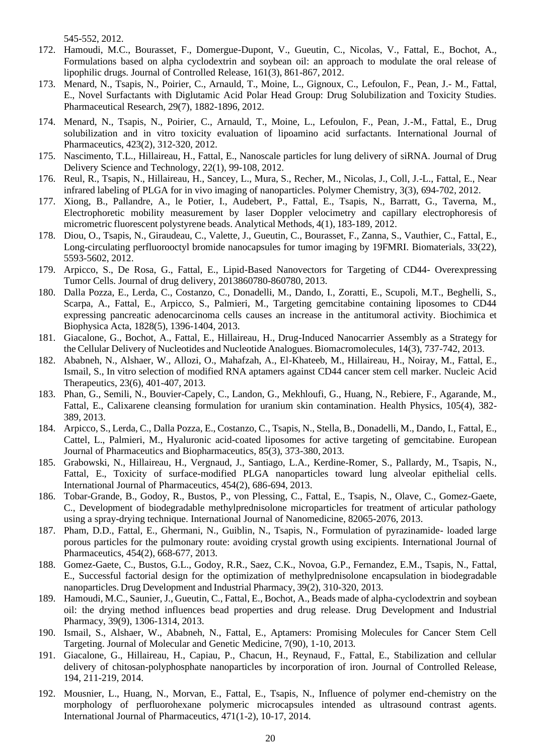545-552, 2012.

172. Hamoudi, M.C., Bourasset, F., Domergue-Dupont, V., Gueutin, C., Nicolas, V., Fattal, E., Bochot, A., Formulations based on alpha cyclodextrin and soybean oil: an approach to modulate the oral release of lipophilic drugs. Journal of Controlled Release, 161(3), 861-867, 2012.
173. Menard, N., Tsapis, N., Poirier, C., Arnauld, T., Moine, L., Gignoux, C., Lefoulon, F., Pean, J.- M., Fattal, E., Novel Surfactants with Diglutamic Acid Polar Head Group: Drug Solubilization and Toxicity Studies. Pharmaceutical Research, 29(7), 1882-1896, 2012.
174. Menard, N., Tsapis, N., Poirier, C., Arnauld, T., Moine, L., Lefoulon, F., Pean, J.-M., Fattal, E., Drug solubilization and in vitro toxicity evaluation of lipoamino acid surfactants. International Journal of Pharmaceutics, 423(2), 312-320, 2012.
175. Nascimento, T.L., Hillaireau, H., Fattal, E., Nanoscale particles for lung delivery of siRNA. Journal of Drug Delivery Science and Technology, 22(1), 99-108, 2012.
176. Reul, R., Tsapis, N., Hillaireau, H., Sancey, L., Mura, S., Recher, M., Nicolas, J., Coll, J.-L., Fattal, E., Near infrared labeling of PLGA for in vivo imaging of nanoparticles. Polymer Chemistry, 3(3), 694-702, 2012.
177. Xiong, B., Pallandre, A., le Potier, I., Audebert, P., Fattal, E., Tsapis, N., Barratt, G., Taverna, M., Electrophoretic mobility measurement by laser Doppler velocimetry and capillary electrophoresis of micrometric fluorescent polystyrene beads. Analytical Methods, 4(1), 183-189, 2012.
178. Diou, O., Tsapis, N., Giraudeau, C., Valette, J., Gueutin, C., Bourasset, F., Zanna, S., Vauthier, C., Fattal, E., Long-circulating perfluorooctyl bromide nanocapsules for tumor imaging by 19FMRI. Biomaterials, 33(22), 5593-5602, 2012.
179. Arpicco, S., De Rosa, G., Fattal, E., Lipid-Based Nanovectors for Targeting of CD44- Overexpressing Tumor Cells. Journal of drug delivery, 2013860780-860780, 2013.
180. Dalla Pozza, E., Lerda, C., Costanzo, C., Donadelli, M., Dando, I., Zoratti, E., Scupoli, M.T., Beghelli, S., Scarpa, A., Fattal, E., Arpicco, S., Palmieri, M., Targeting gemcitabine containing liposomes to CD44 expressing pancreatic adenocarcinoma cells causes an increase in the antitumoral activity. Biochimica et Biophysica Acta, 1828(5), 1396-1404, 2013.
181. Giacalone, G., Bochot, A., Fattal, E., Hillaireau, H., Drug-Induced Nanocarrier Assembly as a Strategy for the Cellular Delivery of Nucleotides and Nucleotide Analogues. Biomacromolecules, 14(3), 737-742, 2013.
182. Ababneh, N., Alshaer, W., Allozi, O., Mahafzah, A., El-Khateeb, M., Hillaireau, H., Noiray, M., Fattal, E., Ismail, S., In vitro selection of modified RNA aptamers against CD44 cancer stem cell marker. Nucleic Acid Therapeutics, 23(6), 401-407, 2013.
183. Phan, G., Semili, N., Bouvier-Capely, C., Landon, G., Mekhloufi, G., Huang, N., Rebiere, F., Agarande, M., Fattal, E., Calixarene cleansing formulation for uranium skin contamination. Health Physics, 105(4), 382-389, 2013.
184. Arpicco, S., Lerda, C., Dalla Pozza, E., Costanzo, C., Tsapis, N., Stella, B., Donadelli, M., Dando, I., Fattal, E., Cattel, L., Palmieri, M., Hyaluronic acid-coated liposomes for active targeting of gemcitabine. European Journal of Pharmaceutics and Biopharmaceutics, 85(3), 373-380, 2013.
185. Grabowski, N., Hillaireau, H., Vergnaud, J., Santiago, L.A., Kerdine-Romer, S., Pallardy, M., Tsapis, N., Fattal, E., Toxicity of surface-modified PLGA nanoparticles toward lung alveolar epithelial cells. International Journal of Pharmaceutics, 454(2), 686-694, 2013.
186. Tobar-Grande, B., Godoy, R., Bustos, P., von Plessing, C., Fattal, E., Tsapis, N., Olave, C., Gomez-Gaete, C., Development of biodegradable methylprednisolone microparticles for treatment of articular pathology using a spray-drying technique. International Journal of Nanomedicine, 82065-2076, 2013.
187. Pham, D.D., Fattal, E., Ghermani, N., Guiblin, N., Tsapis, N., Formulation of pyrazinamide- loaded large porous particles for the pulmonary route: avoiding crystal growth using excipients. International Journal of Pharmaceutics, 454(2), 668-677, 2013.
188. Gomez-Gaete, C., Bustos, G.L., Godoy, R.R., Saez, C.K., Novoa, G.P., Fernandez, E.M., Tsapis, N., Fattal, E., Successful factorial design for the optimization of methylprednisolone encapsulation in biodegradable nanoparticles. Drug Development and Industrial Pharmacy, 39(2), 310-320, 2013.
189. Hamoudi, M.C., Saunier, J., Gueutin, C., Fattal, E., Bochot, A., Beads made of alpha-cyclodextrin and soybean oil: the drying method influences bead properties and drug release. Drug Development and Industrial Pharmacy, 39(9), 1306-1314, 2013.
190. Ismail, S., Alshaer, W., Ababneh, N., Fattal, E., Aptamers: Promising Molecules for Cancer Stem Cell Targeting. Journal of Molecular and Genetic Medicine, 7(90), 1-10, 2013.
191. Giacalone, G., Hillaireau, H., Capiau, P., Chacun, H., Reynaud, F., Fattal, E., Stabilization and cellular delivery of chitosan-polyphosphate nanoparticles by incorporation of iron. Journal of Controlled Release, 194, 211-219, 2014.
192. Mousnier, L., Huang, N., Morvan, E., Fattal, E., Tsapis, N., Influence of polymer end-chemistry on the morphology of perfluorohexane polymeric microcapsules intended as ultrasound contrast agents. International Journal of Pharmaceutics, 471(1-2), 10-17, 2014.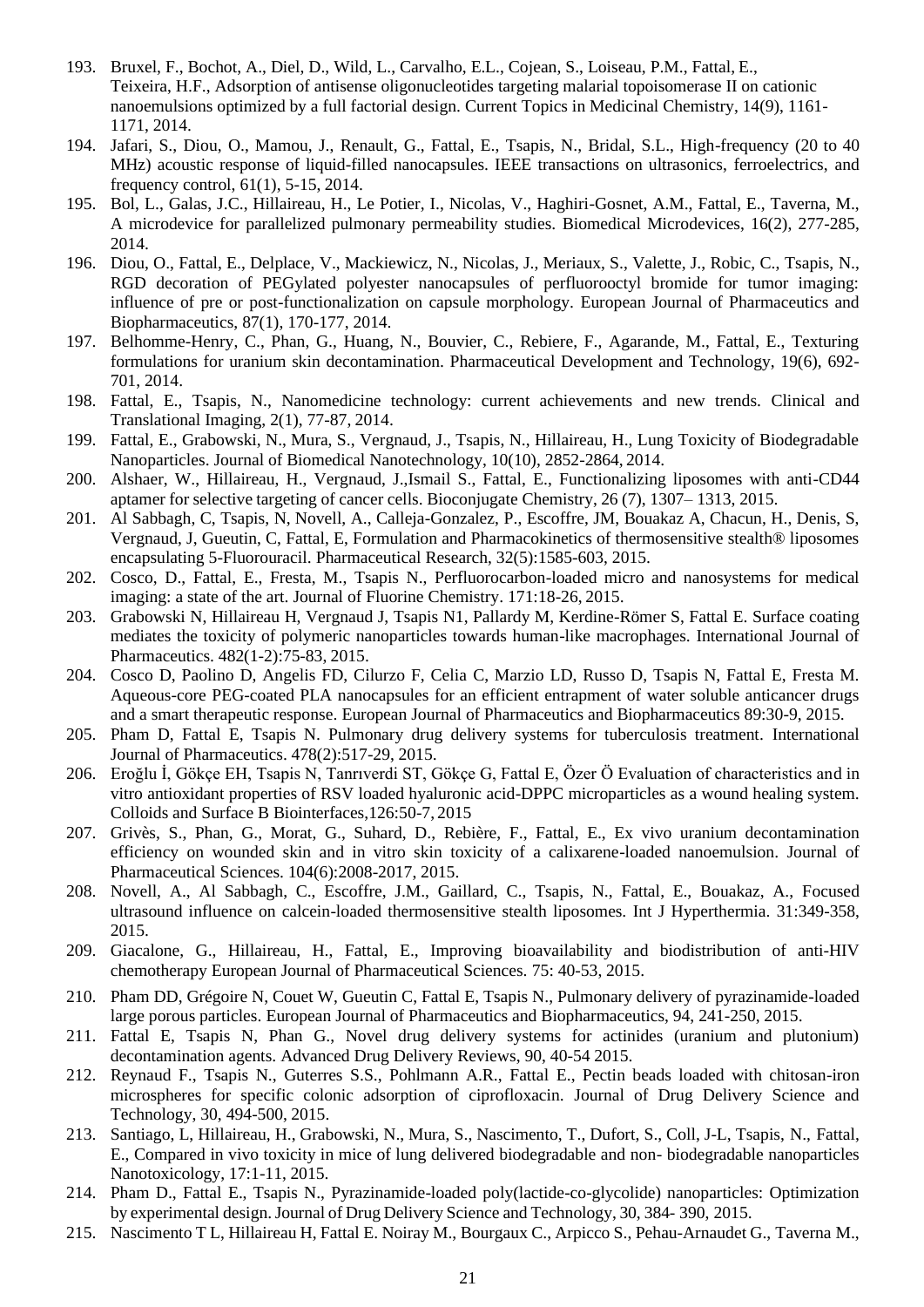193. Bruxel, F., Bochot, A., Diel, D., Wild, L., Carvalho, E.L., Cojean, S., Loiseau, P.M., Fattal, E., Teixeira, H.F., Adsorption of antisense oligonucleotides targeting malarial topoisomerase II on cationic nanoemulsions optimized by a full factorial design. Current Topics in Medicinal Chemistry, 14(9), 1161-1171, 2014.
194. Jafari, S., Diou, O., Mamou, J., Renault, G., Fattal, E., Tsapis, N., Bridal, S.L., High-frequency (20 to 40 MHz) acoustic response of liquid-filled nanocapsules. IEEE transactions on ultrasonics, ferroelectrics, and frequency control, 61(1), 5-15, 2014.
195. Bol, L., Galas, J.C., Hillaireau, H., Le Potier, I., Nicolas, V., Haghiri-Gosnet, A.M., Fattal, E., Taverna, M., A microdevice for parallelized pulmonary permeability studies. Biomedical Microdevices, 16(2), 277-285, 2014.
196. Diou, O., Fattal, E., Delplace, V., Mackiewicz, N., Nicolas, J., Meriaux, S., Valette, J., Robic, C., Tsapis, N., RGD decoration of PEGylated polyester nanocapsules of perfluorooctyl bromide for tumor imaging: influence of pre or post-functionalization on capsule morphology. European Journal of Pharmaceutics and Biopharmaceutics, 87(1), 170-177, 2014.
197. Belhomme-Henry, C., Phan, G., Huang, N., Bouvier, C., Rebiere, F., Agarande, M., Fattal, E., Texturing formulations for uranium skin decontamination. Pharmaceutical Development and Technology, 19(6), 692-701, 2014.
198. Fattal, E., Tsapis, N., Nanomedicine technology: current achievements and new trends. Clinical and Translational Imaging, 2(1), 77-87, 2014.
199. Fattal, E., Grabowski, N., Mura, S., Vergnaud, J., Tsapis, N., Hillaireau, H., Lung Toxicity of Biodegradable Nanoparticles. Journal of Biomedical Nanotechnology, 10(10), 2852-2864, 2014.
200. Alshaer, W., Hillaireau, H., Vergnaud, J.,Ismail S., Fattal, E., Functionalizing liposomes with anti-CD44 aptamer for selective targeting of cancer cells. Bioconjugate Chemistry, 26 (7), 1307– 1313, 2015.
201. Al Sabbagh, C, Tsapis, N, Novell, A., Calleja-Gonzalez, P., Escoffre, JM, Bouakaz A, Chacun, H., Denis, S, Vergnaud, J, Gueutin, C, Fattal, E, Formulation and Pharmacokinetics of thermosensitive stealth® liposomes encapsulating 5-Fluorouracil. Pharmaceutical Research, 32(5):1585-603, 2015.
202. Cosco, D., Fattal, E., Fresta, M., Tsapis N., Perfluorocarbon-loaded micro and nanosystems for medical imaging: a state of the art. Journal of Fluorine Chemistry. 171:18-26, 2015.
203. Grabowski N, Hillaireau H, Vergnaud J, Tsapis N1, Pallardy M, Kerdine-Römer S, Fattal E. Surface coating mediates the toxicity of polymeric nanoparticles towards human-like macrophages. International Journal of Pharmaceutics. 482(1-2):75-83, 2015.
204. Cosco D, Paolino D, Angelis FD, Cilurzo F, Celia C, Marzio LD, Russo D, Tsapis N, Fattal E, Fresta M. Aqueous-core PEG-coated PLA nanocapsules for an efficient entrapment of water soluble anticancer drugs and a smart therapeutic response. European Journal of Pharmaceutics and Biopharmaceutics 89:30-9, 2015.
205. Pham D, Fattal E, Tsapis N. Pulmonary drug delivery systems for tuberculosis treatment. International Journal of Pharmaceutics. 478(2):517-29, 2015.
206. Eroğlu İ, Gökçe EH, Tsapis N, Tanrıverdi ST, Gökçe G, Fattal E, Özer Ö Evaluation of characteristics and in vitro antioxidant properties of RSV loaded hyaluronic acid-DPPC microparticles as a wound healing system. Colloids and Surface B Biointerfaces,126:50-7, 2015
207. Grivès, S., Phan, G., Morat, G., Suhard, D., Rebière, F., Fattal, E., Ex vivo uranium decontamination efficiency on wounded skin and in vitro skin toxicity of a calixarene-loaded nanoemulsion. Journal of Pharmaceutical Sciences. 104(6):2008-2017, 2015.
208. Novell, A., Al Sabbagh, C., Escoffre, J.M., Gaillard, C., Tsapis, N., Fattal, E., Bouakaz, A., Focused ultrasound influence on calcein-loaded thermosensitive stealth liposomes. Int J Hyperthermia. 31:349-358, 2015.
209. Giacalone, G., Hillaireau, H., Fattal, E., Improving bioavailability and biodistribution of anti-HIV chemotherapy European Journal of Pharmaceutical Sciences. 75: 40-53, 2015.
210. Pham DD, Grégoire N, Couet W, Gueutin C, Fattal E, Tsapis N., Pulmonary delivery of pyrazinamide-loaded large porous particles. European Journal of Pharmaceutics and Biopharmaceutics, 94, 241-250, 2015.
211. Fattal E, Tsapis N, Phan G., Novel drug delivery systems for actinides (uranium and plutonium) decontamination agents. Advanced Drug Delivery Reviews, 90, 40-54 2015.
212. Reynaud F., Tsapis N., Guterres S.S., Pohlmann A.R., Fattal E., Pectin beads loaded with chitosan-iron microspheres for specific colonic adsorption of ciprofloxacin. Journal of Drug Delivery Science and Technology, 30, 494-500, 2015.
213. Santiago, L, Hillaireau, H., Grabowski, N., Mura, S., Nascimento, T., Dufort, S., Coll, J-L, Tsapis, N., Fattal, E., Compared in vivo toxicity in mice of lung delivered biodegradable and non- biodegradable nanoparticles Nanotoxicology, 17:1-11, 2015.
214. Pham D., Fattal E., Tsapis N., Pyrazinamide-loaded poly(lactide-co-glycolide) nanoparticles: Optimization by experimental design. Journal of Drug Delivery Science and Technology, 30, 384- 390, 2015.
215. Nascimento T L, Hillaireau H, Fattal E. Noiray M., Bourgaux C., Arpicco S., Pehau-Arnaudet G., Taverna M.,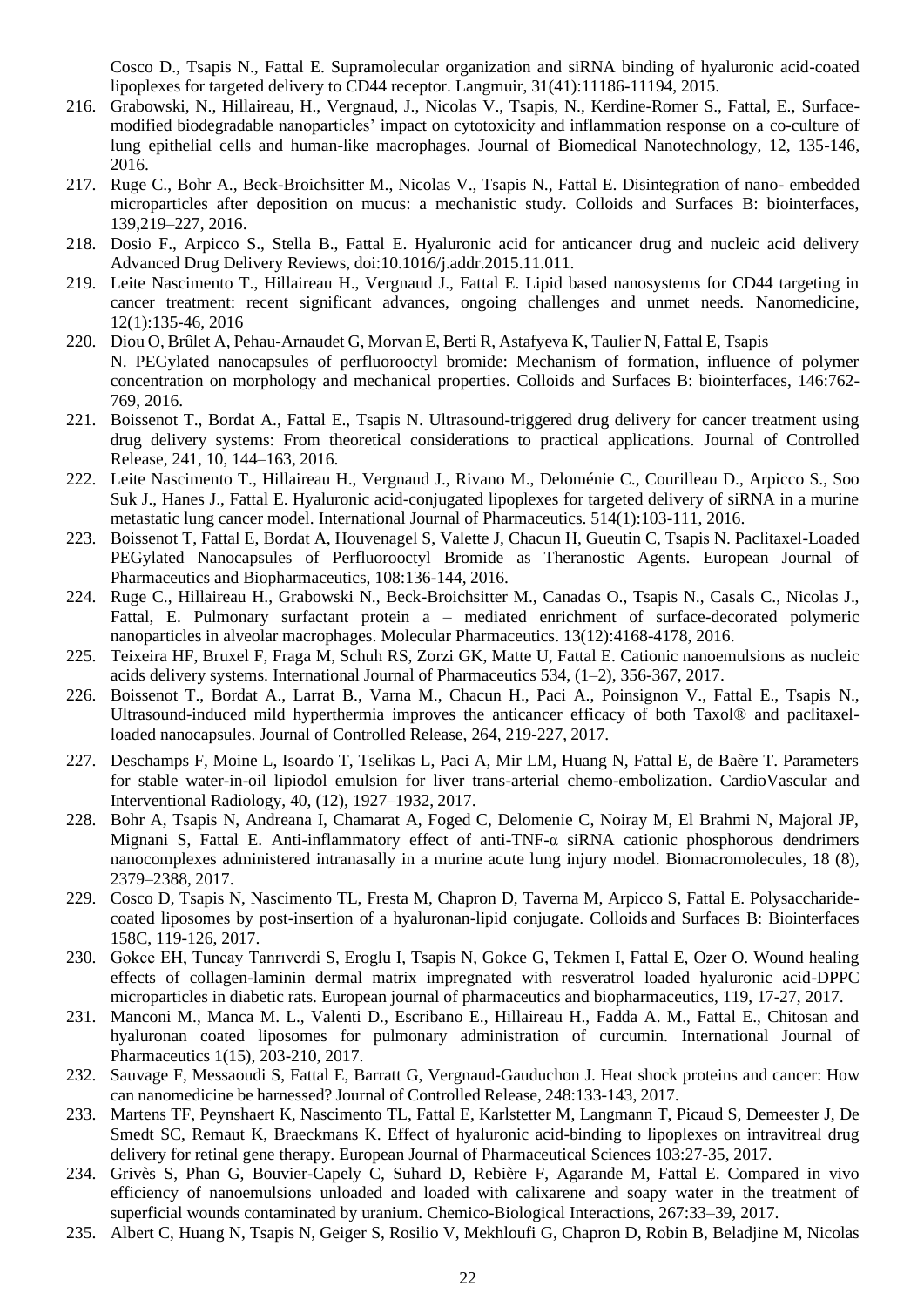Cosco D., Tsapis N., Fattal E. Supramolecular organization and siRNA binding of hyaluronic acid-coated lipoplexes for targeted delivery to CD44 receptor. Langmuir, 31(41):11186-11194, 2015.

216. Grabowski, N., Hillaireau, H., Vergnaud, J., Nicolas V., Tsapis, N., Kerdine-Romer S., Fattal, E., Surface-modified biodegradable nanoparticles' impact on cytotoxicity and inflammation response on a co-culture of lung epithelial cells and human-like macrophages. Journal of Biomedical Nanotechnology, 12, 135-146, 2016.
217. Ruge C., Bohr A., Beck-Broichsitter M., Nicolas V., Tsapis N., Fattal E. Disintegration of nano- embedded microparticles after deposition on mucus: a mechanistic study. Colloids and Surfaces B: biointerfaces, 139,219–227, 2016.
218. Dosio F., Arpicco S., Stella B., Fattal E. Hyaluronic acid for anticancer drug and nucleic acid delivery Advanced Drug Delivery Reviews, doi:10.1016/j.addr.2015.11.011.
219. Leite Nascimento T., Hillaireau H., Vergnaud J., Fattal E. Lipid based nanosystems for CD44 targeting in cancer treatment: recent significant advances, ongoing challenges and unmet needs. Nanomedicine, 12(1):135-46, 2016
220. Diou O, Brûlet A, Pehau-Arnaudet G, Morvan E, Berti R, Astafyeva K, Taulier N, Fattal E, Tsapis N. PEGylated nanocapsules of perfluorooctyl bromide: Mechanism of formation, influence of polymer concentration on morphology and mechanical properties. Colloids and Surfaces B: biointerfaces, 146:762-769, 2016.
221. Boissenot T., Bordat A., Fattal E., Tsapis N. Ultrasound-triggered drug delivery for cancer treatment using drug delivery systems: From theoretical considerations to practical applications. Journal of Controlled Release, 241, 10, 144–163, 2016.
222. Leite Nascimento T., Hillaireau H., Vergnaud J., Rivano M., Deloménie C., Courilleau D., Arpicco S., Soo Suk J., Hanes J., Fattal E. Hyaluronic acid-conjugated lipoplexes for targeted delivery of siRNA in a murine metastatic lung cancer model. International Journal of Pharmaceutics. 514(1):103-111, 2016.
223. Boissenot T, Fattal E, Bordat A, Houvenagel S, Valette J, Chacun H, Gueutin C, Tsapis N. Paclitaxel-Loaded PEGylated Nanocapsules of Perfluorooctyl Bromide as Theranostic Agents. European Journal of Pharmaceutics and Biopharmaceutics, 108:136-144, 2016.
224. Ruge C., Hillaireau H., Grabowski N., Beck-Broichsitter M., Canadas O., Tsapis N., Casals C., Nicolas J., Fattal, E. Pulmonary surfactant protein a – mediated enrichment of surface-decorated polymeric nanoparticles in alveolar macrophages. Molecular Pharmaceutics. 13(12):4168-4178, 2016.
225. Teixeira HF, Bruxel F, Fraga M, Schuh RS, Zorzi GK, Matte U, Fattal E. Cationic nanoemulsions as nucleic acids delivery systems. International Journal of Pharmaceutics 534, (1–2), 356-367, 2017.
226. Boissenot T., Bordat A., Larrat B., Varna M., Chacun H., Paci A., Poinsignon V., Fattal E., Tsapis N., Ultrasound-induced mild hyperthermia improves the anticancer efficacy of both Taxol® and paclitaxel-loaded nanocapsules. Journal of Controlled Release, 264, 219-227, 2017.
227. Deschamps F, Moine L, Isoardo T, Tselikas L, Paci A, Mir LM, Huang N, Fattal E, de Baère T. Parameters for stable water-in-oil lipiodol emulsion for liver trans-arterial chemo-embolization. CardioVascular and Interventional Radiology, 40, (12), 1927–1932, 2017.
228. Bohr A, Tsapis N, Andreana I, Chamarat A, Foged C, Delomenie C, Noiray M, El Brahmi N, Majoral JP, Mignani S, Fattal E. Anti-inflammatory effect of anti-TNF-α siRNA cationic phosphorous dendrimers nanocomplexes administered intranasally in a murine acute lung injury model. Biomacromolecules, 18 (8), 2379–2388, 2017.
229. Cosco D, Tsapis N, Nascimento TL, Fresta M, Chapron D, Taverna M, Arpicco S, Fattal E. Polysaccharide-coated liposomes by post-insertion of a hyaluronan-lipid conjugate. Colloids and Surfaces B: Biointerfaces 158C, 119-126, 2017.
230. Gokce EH, Tuncay Tanrıverdi S, Eroglu I, Tsapis N, Gokce G, Tekmen I, Fattal E, Ozer O. Wound healing effects of collagen-laminin dermal matrix impregnated with resveratrol loaded hyaluronic acid-DPPC microparticles in diabetic rats. European journal of pharmaceutics and biopharmaceutics, 119, 17-27, 2017.
231. Manconi M., Manca M. L., Valenti D., Escribano E., Hillaireau H., Fadda A. M., Fattal E., Chitosan and hyaluronan coated liposomes for pulmonary administration of curcumin. International Journal of Pharmaceutics 1(15), 203-210, 2017.
232. Sauvage F, Messaoudi S, Fattal E, Barratt G, Vergnaud-Gauduchon J. Heat shock proteins and cancer: How can nanomedicine be harnessed? Journal of Controlled Release, 248:133-143, 2017.
233. Martens TF, Peynshaert K, Nascimento TL, Fattal E, Karlstetter M, Langmann T, Picaud S, Demeester J, De Smedt SC, Remaut K, Braeckmans K. Effect of hyaluronic acid-binding to lipoplexes on intravitreal drug delivery for retinal gene therapy. European Journal of Pharmaceutical Sciences 103:27-35, 2017.
234. Grivès S, Phan G, Bouvier-Capely C, Suhard D, Rebière F, Agarande M, Fattal E. Compared in vivo efficiency of nanoemulsions unloaded and loaded with calixarene and soapy water in the treatment of superficial wounds contaminated by uranium. Chemico-Biological Interactions, 267:33–39, 2017.
235. Albert C, Huang N, Tsapis N, Geiger S, Rosilio V, Mekhloufi G, Chapron D, Robin B, Beladjine M, Nicolas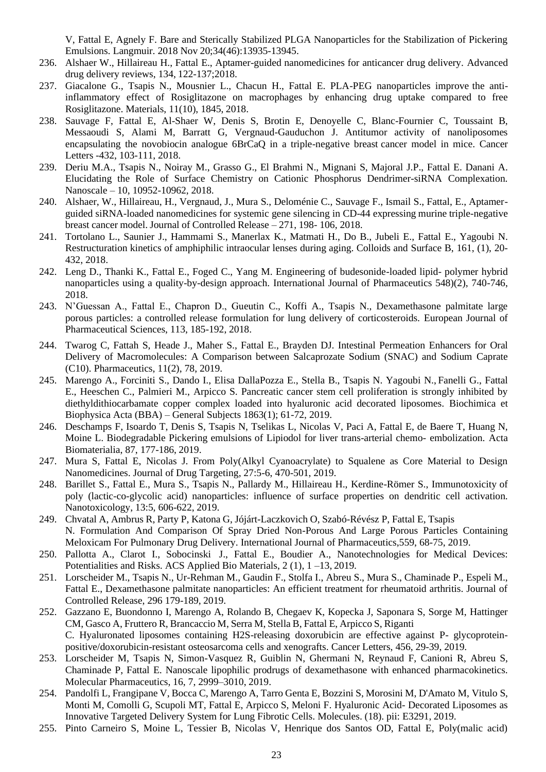V, Fattal E, Agnely F. Bare and Sterically Stabilized PLGA Nanoparticles for the Stabilization of Pickering Emulsions. Langmuir. 2018 Nov 20;34(46):13935-13945.

236. Alshaer W., Hillaireau H., Fattal E., Aptamer-guided nanomedicines for anticancer drug delivery. Advanced drug delivery reviews, 134, 122-137;2018.
237. Giacalone G., Tsapis N., Mousnier L., Chacun H., Fattal E. PLA-PEG nanoparticles improve the anti-inflammatory effect of Rosiglitazone on macrophages by enhancing drug uptake compared to free Rosiglitazone. Materials, 11(10), 1845, 2018.
238. Sauvage F, Fattal E, Al-Shaer W, Denis S, Brotin E, Denoyelle C, Blanc-Fournier C, Toussaint B, Messaoudi S, Alami M, Barratt G, Vergnaud-Gauduchon J. Antitumor activity of nanoliposomes encapsulating the novobiocin analogue 6BrCaQ in a triple-negative breast cancer model in mice. Cancer Letters -432, 103-111, 2018.
239. Deriu M.A., Tsapis N., Noiray M., Grasso G., El Brahmi N., Mignani S, Majoral J.P., Fattal E. Danani A. Elucidating the Role of Surface Chemistry on Cationic Phosphorus Dendrimer-siRNA Complexation. Nanoscale – 10, 10952-10962, 2018.
240. Alshaer, W., Hillaireau, H., Vergnaud, J., Mura S., Deloménie C., Sauvage F., Ismail S., Fattal, E., Aptamer-guided siRNA-loaded nanomedicines for systemic gene silencing in CD-44 expressing murine triple-negative breast cancer model. Journal of Controlled Release – 271, 198- 106, 2018.
241. Tortolano L., Saunier J., Hammami S., Manerlax K., Matmati H., Do B., Jubeli E., Fattal E., Yagoubi N. Restructuration kinetics of amphiphilic intraocular lenses during aging. Colloids and Surface B, 161, (1), 20-432, 2018.
242. Leng D., Thanki K., Fattal E., Foged C., Yang M. Engineering of budesonide-loaded lipid- polymer hybrid nanoparticles using a quality-by-design approach. International Journal of Pharmaceutics 548)(2), 740-746, 2018.
243. N'Guessan A., Fattal E., Chapron D., Gueutin C., Koffi A., Tsapis N., Dexamethasone palmitate large porous particles: a controlled release formulation for lung delivery of corticosteroids. European Journal of Pharmaceutical Sciences, 113, 185-192, 2018.
244. Twarog C, Fattah S, Heade J., Maher S., Fattal E., Brayden DJ. Intestinal Permeation Enhancers for Oral Delivery of Macromolecules: A Comparison between Salcaprozate Sodium (SNAC) and Sodium Caprate (C10). Pharmaceutics, 11(2), 78, 2019.
245. Marengo A., Forciniti S., Dando I., Elisa DallaPozza E., Stella B., Tsapis N. Yagoubi N., Fanelli G., Fattal E., Heeschen C., Palmieri M., Arpicco S. Pancreatic cancer stem cell proliferation is strongly inhibited by diethyldithiocarbamate copper complex loaded into hyaluronic acid decorated liposomes. Biochimica et Biophysica Acta (BBA) – General Subjects 1863(1); 61-72, 2019.
246. Deschamps F, Isoardo T, Denis S, Tsapis N, Tselikas L, Nicolas V, Paci A, Fattal E, de Baere T, Huang N, Moine L. Biodegradable Pickering emulsions of Lipiodol for liver trans-arterial chemo- embolization. Acta Biomaterialia, 87, 177-186, 2019.
247. Mura S, Fattal E, Nicolas J. From Poly(Alkyl Cyanoacrylate) to Squalene as Core Material to Design Nanomedicines. Journal of Drug Targeting, 27:5-6, 470-501, 2019.
248. Barillet S., Fattal E., Mura S., Tsapis N., Pallardy M., Hillaireau H., Kerdine-Römer S., Immunotoxicity of poly (lactic-co-glycolic acid) nanoparticles: influence of surface properties on dendritic cell activation. Nanotoxicology, 13:5, 606-622, 2019.
249. Chvatal A, Ambrus R, Party P, Katona G, Jójárt-Laczkovich O, Szabó-Révész P, Fattal E, Tsapis N. Formulation And Comparison Of Spray Dried Non-Porous And Large Porous Particles Containing Meloxicam For Pulmonary Drug Delivery. International Journal of Pharmaceutics,559, 68-75, 2019.
250. Pallotta A., Clarot I., Sobocinski J., Fattal E., Boudier A., Nanotechnologies for Medical Devices: Potentialities and Risks. ACS Applied Bio Materials, 2 (1), 1 –13, 2019.
251. Lorscheider M., Tsapis N., Ur-Rehman M., Gaudin F., Stolfa I., Abreu S., Mura S., Chaminade P., Espeli M., Fattal E., Dexamethasone palmitate nanoparticles: An efficient treatment for rheumatoid arthritis. Journal of Controlled Release, 296 179-189, 2019.
252. Gazzano E, Buondonno I, Marengo A, Rolando B, Chegaev K, Kopecka J, Saponara S, Sorge M, Hattinger CM, Gasco A, Fruttero R, Brancaccio M, Serra M, Stella B, Fattal E, Arpicco S, Riganti C. Hyaluronated liposomes containing H2S-releasing doxorubicin are effective against P- glycoprotein-positive/doxorubicin-resistant osteosarcoma cells and xenografts. Cancer Letters, 456, 29-39, 2019.
253. Lorscheider M, Tsapis N, Simon-Vasquez R, Guiblin N, Ghermani N, Reynaud F, Canioni R, Abreu S, Chaminade P, Fattal E. Nanoscale lipophilic prodrugs of dexamethasone with enhanced pharmacokinetics. Molecular Pharmaceutics, 16, 7, 2999–3010, 2019.
254. Pandolfi L, Frangipane V, Bocca C, Marengo A, Tarro Genta E, Bozzini S, Morosini M, D'Amato M, Vitulo S, Monti M, Comolli G, Scupoli MT, Fattal E, Arpicco S, Meloni F. Hyaluronic Acid- Decorated Liposomes as Innovative Targeted Delivery System for Lung Fibrotic Cells. Molecules. (18). pii: E3291, 2019.
255. Pinto Carneiro S, Moine L, Tessier B, Nicolas V, Henrique dos Santos OD, Fattal E, Poly(malic acid)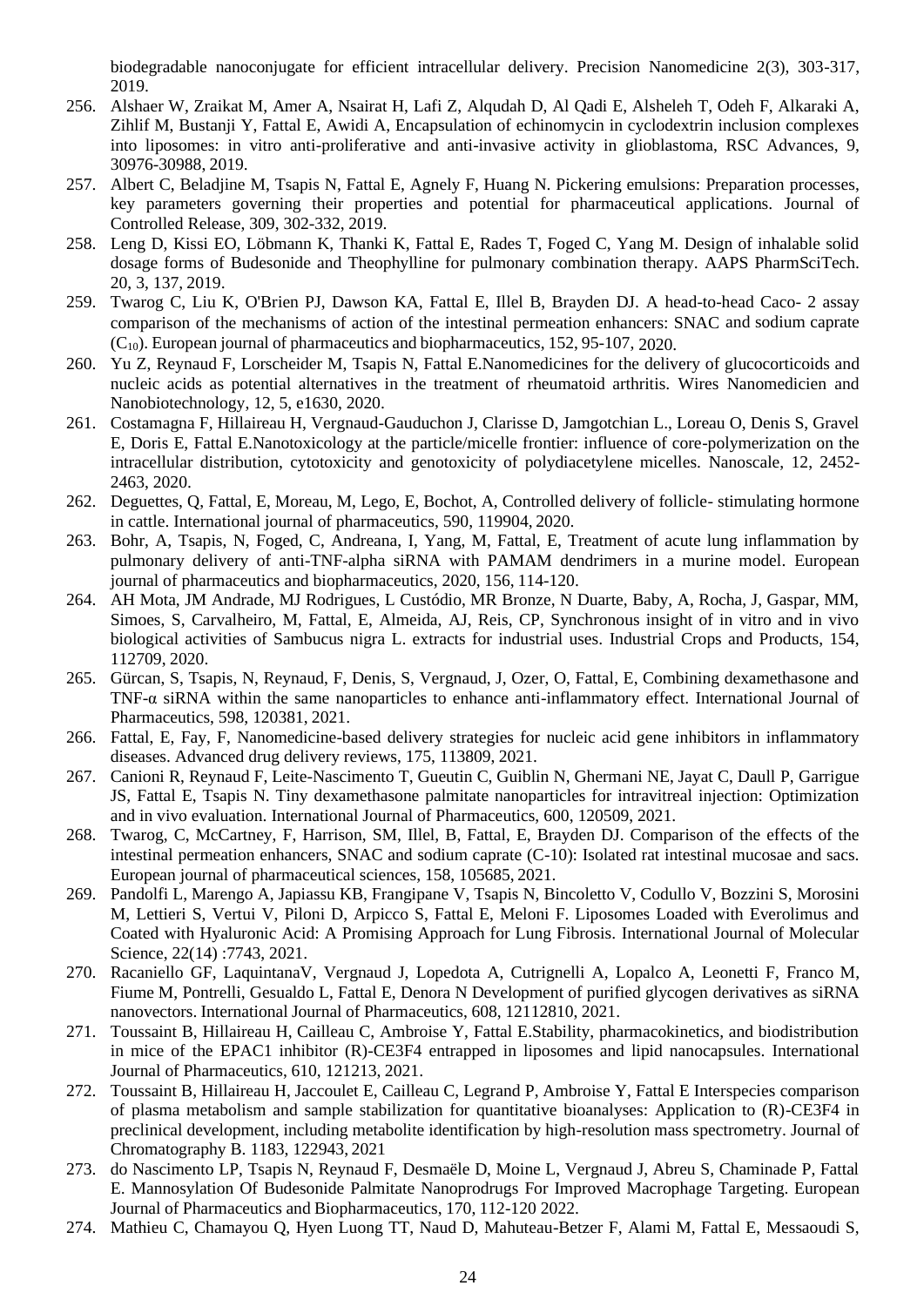biodegradable nanoconjugate for efficient intracellular delivery. Precision Nanomedicine 2(3), 303-317, 2019.

256. Alshaer W, Zraikat M, Amer A, Nsairat H, Lafi Z, Alqudah D, Al Qadi E, Alsheleh T, Odeh F, Alkaraki A, Zihlif M, Bustanji Y, Fattal E, Awidi A, Encapsulation of echinomycin in cyclodextrin inclusion complexes into liposomes: in vitro anti-proliferative and anti-invasive activity in glioblastoma, RSC Advances, 9, 30976-30988, 2019.
257. Albert C, Beladjine M, Tsapis N, Fattal E, Agnely F, Huang N. Pickering emulsions: Preparation processes, key parameters governing their properties and potential for pharmaceutical applications. Journal of Controlled Release, 309, 302-332, 2019.
258. Leng D, Kissi EO, Löbmann K, Thanki K, Fattal E, Rades T, Foged C, Yang M. Design of inhalable solid dosage forms of Budesonide and Theophylline for pulmonary combination therapy. AAPS PharmSciTech. 20, 3, 137, 2019.
259. Twarog C, Liu K, O'Brien PJ, Dawson KA, Fattal E, Illel B, Brayden DJ. A head-to-head Caco- 2 assay comparison of the mechanisms of action of the intestinal permeation enhancers: SNAC and sodium caprate ($C_{10}$). European journal of pharmaceutics and biopharmaceutics, 152, 95-107, 2020.
260. Yu Z, Reynaud F, Lorscheider M, Tsapis N, Fattal E.Nanomedicines for the delivery of glucocorticoids and nucleic acids as potential alternatives in the treatment of rheumatoid arthritis. Wires Nanomedicien and Nanobiotechnology, 12, 5, e1630, 2020.
261. Costamagna F, Hillaireau H, Vergnaud-Gauduchon J, Clarisse D, Jamgotchian L., Loreau O, Denis S, Gravel E, Doris E, Fattal E.Nanotoxicology at the particle/micelle frontier: influence of core-polymerization on the intracellular distribution, cytotoxicity and genotoxicity of polydiacetylene micelles. Nanoscale, 12, 2452-2463, 2020.
262. Deguettes, Q, Fattal, E, Moreau, M, Lego, E, Bochot, A, Controlled delivery of follicle- stimulating hormone in cattle. International journal of pharmaceutics, 590, 119904, 2020.
263. Bohr, A, Tsapis, N, Foged, C, Andreana, I, Yang, M, Fattal, E, Treatment of acute lung inflammation by pulmonary delivery of anti-TNF-alpha siRNA with PAMAM dendrimers in a murine model. European journal of pharmaceutics and biopharmaceutics, 2020, 156, 114-120.
264. AH Mota, JM Andrade, MJ Rodrigues, L Custódio, MR Bronze, N Duarte, Baby, A, Rocha, J, Gaspar, MM, Simoes, S, Carvalheiro, M, Fattal, E, Almeida, AJ, Reis, CP, Synchronous insight of in vitro and in vivo biological activities of Sambucus nigra L. extracts for industrial uses. Industrial Crops and Products, 154, 112709, 2020.
265. Gürcan, S, Tsapis, N, Reynaud, F, Denis, S, Vergnaud, J, Ozer, O, Fattal, E, Combining dexamethasone and TNF-α siRNA within the same nanoparticles to enhance anti-inflammatory effect. International Journal of Pharmaceutics, 598, 120381, 2021.
266. Fattal, E, Fay, F, Nanomedicine-based delivery strategies for nucleic acid gene inhibitors in inflammatory diseases. Advanced drug delivery reviews, 175, 113809, 2021.
267. Canioni R, Reynaud F, Leite-Nascimento T, Gueutin C, Guiblin N, Ghermani NE, Jayat C, Daull P, Garrigue JS, Fattal E, Tsapis N. Tiny dexamethasone palmitate nanoparticles for intravitreal injection: Optimization and in vivo evaluation. International Journal of Pharmaceutics, 600, 120509, 2021.
268. Twarog, C, McCartney, F, Harrison, SM, Illel, B, Fattal, E, Brayden DJ. Comparison of the effects of the intestinal permeation enhancers, SNAC and sodium caprate (C-10): Isolated rat intestinal mucosae and sacs. European journal of pharmaceutical sciences, 158, 105685, 2021.
269. Pandolfi L, Marengo A, Japiassu KB, Frangipane V, Tsapis N, Bincoletto V, Codullo V, Bozzini S, Morosini M, Lettieri S, Vertui V, Piloni D, Arpicco S, Fattal E, Meloni F. Liposomes Loaded with Everolimus and Coated with Hyaluronic Acid: A Promising Approach for Lung Fibrosis. International Journal of Molecular Science, 22(14) :7743, 2021.
270. Racaniello GF, LaquintanaV, Vergnaud J, Lopedota A, Cutrignelli A, Lopalco A, Leonetti F, Franco M, Fiume M, Pontrelli, Gesualdo L, Fattal E, Denora N Development of purified glycogen derivatives as siRNA nanovectors. International Journal of Pharmaceutics, 608, 12112810, 2021.
271. Toussaint B, Hillaireau H, Cailleau C, Ambroise Y, Fattal E.Stability, pharmacokinetics, and biodistribution in mice of the EPAC1 inhibitor (R)-CE3F4 entrapped in liposomes and lipid nanocapsules. International Journal of Pharmaceutics, 610, 121213, 2021.
272. Toussaint B, Hillaireau H, Jaccoulet E, Cailleau C, Legrand P, Ambroise Y, Fattal E Interspecies comparison of plasma metabolism and sample stabilization for quantitative bioanalyses: Application to (R)-CE3F4 in preclinical development, including metabolite identification by high-resolution mass spectrometry. Journal of Chromatography B. 1183, 122943, 2021
273. do Nascimento LP, Tsapis N, Reynaud F, Desmaële D, Moine L, Vergnaud J, Abreu S, Chaminade P, Fattal E. Mannosylation Of Budesonide Palmitate Nanoprodrugs For Improved Macrophage Targeting. European Journal of Pharmaceutics and Biopharmaceutics, 170, 112-120 2022.
274. Mathieu C, Chamayou Q, Hyen Luong TT, Naud D, Mahuteau-Betzer F, Alami M, Fattal E, Messaoudi S,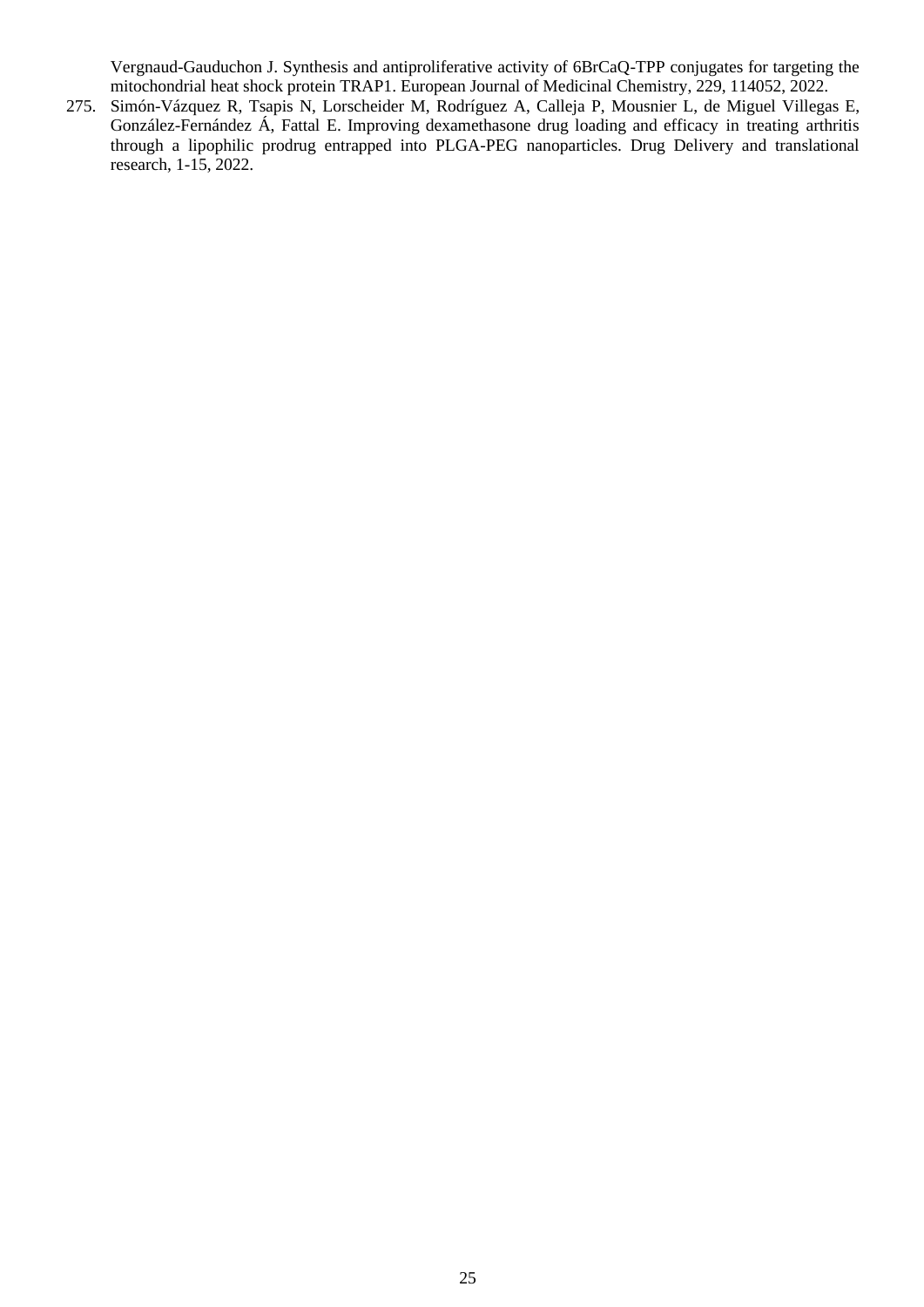Vergnaud-Gauduchon J. Synthesis and antiproliferative activity of 6BrCaQ-TPP conjugates for targeting the mitochondrial heat shock protein TRAP1. European Journal of Medicinal Chemistry, 229, 114052, 2022.

275. Simón-Vázquez R, Tsapis N, Lorscheider M, Rodríguez A, Calleja P, Mousnier L, de Miguel Villegas E, González-Fernández Á, Fattal E. Improving dexamethasone drug loading and efficacy in treating arthritis through a lipophilic prodrug entrapped into PLGA-PEG nanoparticles. Drug Delivery and translational research, 1-15, 2022.